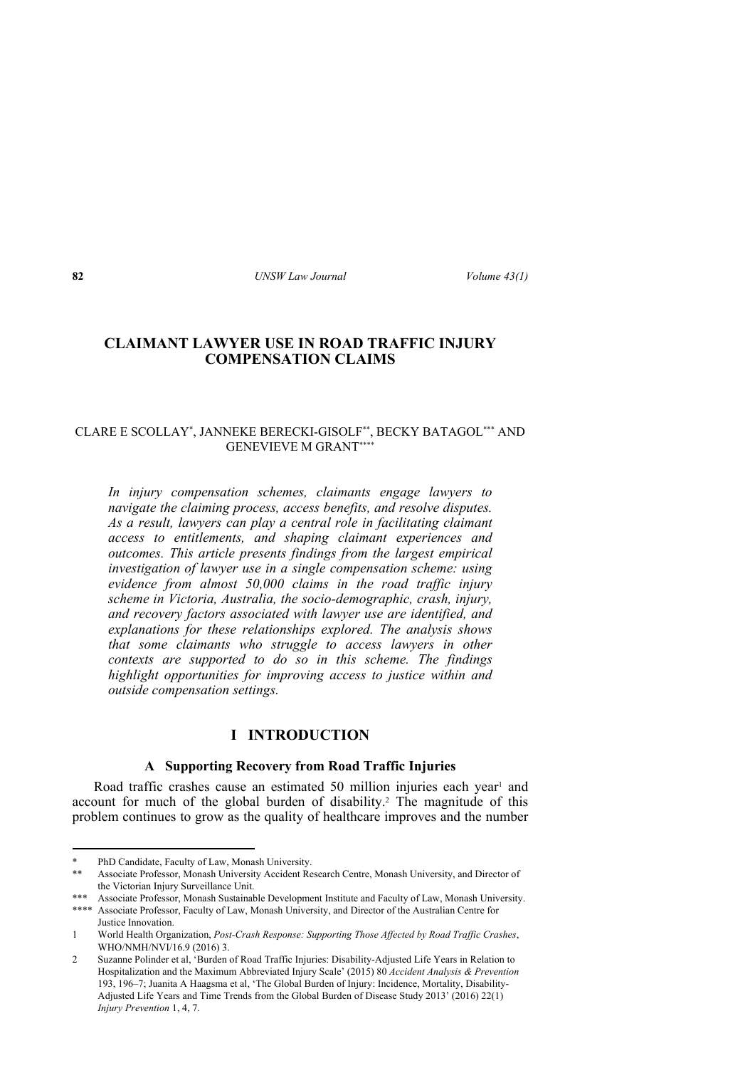# CLAIMANT LAWYER USE IN ROAD TRAFFIC INJURY COMPENSATION CLAIMS

CLARE E SCOLLAY*, JANNEKE BERECKI-GISOLF**, BECKY BATAGOL*** AND GENEVIEVE M GRANT****

*In injury compensation schemes, claimants engage lawyers to navigate the claiming process, access benefits, and resolve disputes. As a result, lawyers can play a central role in facilitating claimant access to entitlements, and shaping claimant experiences and outcomes. This article presents findings from the largest empirical investigation of lawyer use in a single compensation scheme: using evidence from almost 50,000 claims in the road traffic injury scheme in Victoria, Australia, the socio-demographic, crash, injury, and recovery factors associated with lawyer use are identified, and explanations for these relationships explored. The analysis shows that some claimants who struggle to access lawyers in other contexts are supported to do so in this scheme. The findings highlight opportunities for improving access to justice within and outside compensation settings.*

## I INTRODUCTION

### A Supporting Recovery from Road Traffic Injuries

Road traffic crashes cause an estimated 50 million injuries each year[1] and account for much of the global burden of disability.[2] The magnitude of this problem continues to grow as the quality of healthcare improves and the number

---

\* PhD Candidate, Faculty of Law, Monash University.

\*\* Associate Professor, Monash University Accident Research Centre, Monash University, and Director of the Victorian Injury Surveillance Unit.

\*\*\* Associate Professor, Monash Sustainable Development Institute and Faculty of Law, Monash University.

\*\*\*\* Associate Professor, Faculty of Law, Monash University, and Director of the Australian Centre for Justice Innovation.

1 World Health Organization, *Post-Crash Response: Supporting Those Affected by Road Traffic Crashes*, WHO/NMH/NVI/16.9 (2016) 3.

2 Suzanne Polinder et al, 'Burden of Road Traffic Injuries: Disability-Adjusted Life Years in Relation to Hospitalization and the Maximum Abbreviated Injury Scale' (2015) 80 *Accident Analysis & Prevention* 193, 196–7; Juanita A Haagsma et al, 'The Global Burden of Injury: Incidence, Mortality, Disability-Adjusted Life Years and Time Trends from the Global Burden of Disease Study 2013' (2016) 22(1) *Injury Prevention* 1, 4, 7.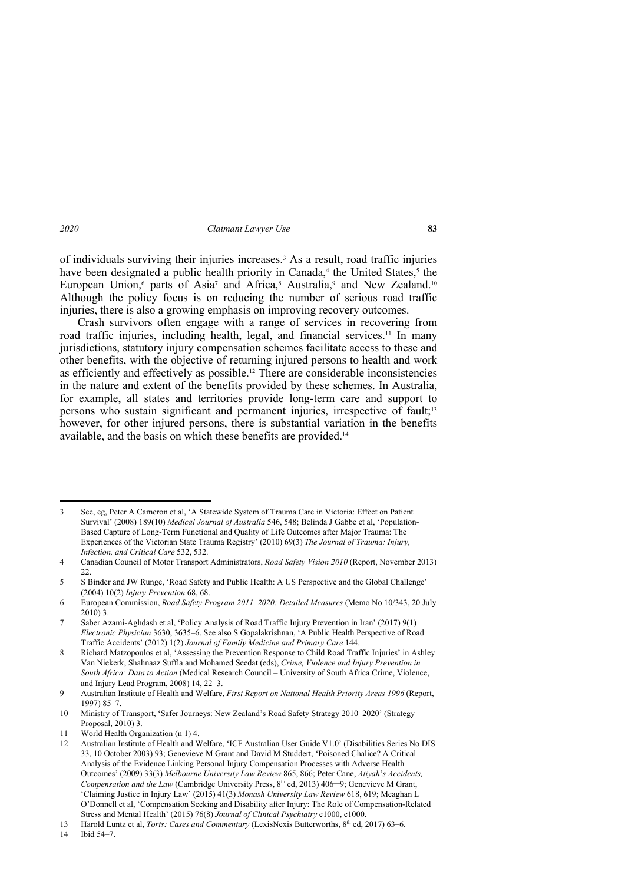of individuals surviving their injuries increases.[3] As a result, road traffic injuries have been designated a public health priority in Canada,[4] the United States,[5] the European Union,[6] parts of Asia[7] and Africa,[8] Australia,[9] and New Zealand.[10] Although the policy focus is on reducing the number of serious road traffic injuries, there is also a growing emphasis on improving recovery outcomes.

Crash survivors often engage with a range of services in recovering from road traffic injuries, including health, legal, and financial services.[11] In many jurisdictions, statutory injury compensation schemes facilitate access to these and other benefits, with the objective of returning injured persons to health and work as efficiently and effectively as possible.[12] There are considerable inconsistencies in the nature and extent of the benefits provided by these schemes. In Australia, for example, all states and territories provide long-term care and support to persons who sustain significant and permanent injuries, irrespective of fault;[13] however, for other injured persons, there is substantial variation in the benefits available, and the basis on which these benefits are provided.[14]

---

3 See, eg, Peter A Cameron et al, 'A Statewide System of Trauma Care in Victoria: Effect on Patient Survival' (2008) 189(10) *Medical Journal of Australia* 546, 548; Belinda J Gabbe et al, 'Population-Based Capture of Long-Term Functional and Quality of Life Outcomes after Major Trauma: The Experiences of the Victorian State Trauma Registry' (2010) 69(3) *The Journal of Trauma: Injury, Infection, and Critical Care* 532, 532.

4 Canadian Council of Motor Transport Administrators, *Road Safety Vision 2010* (Report, November 2013) 22.

5 S Binder and JW Runge, 'Road Safety and Public Health: A US Perspective and the Global Challenge' (2004) 10(2) *Injury Prevention* 68, 68.

6 European Commission, *Road Safety Program 2011–2020: Detailed Measures* (Memo No 10/343, 20 July 2010) 3.

7 Saber Azami-Aghdash et al, 'Policy Analysis of Road Traffic Injury Prevention in Iran' (2017) 9(1) *Electronic Physician* 3630, 3635–6. See also S Gopalakrishnan, 'A Public Health Perspective of Road Traffic Accidents' (2012) 1(2) *Journal of Family Medicine and Primary Care* 144.

8 Richard Matzopoulos et al, 'Assessing the Prevention Response to Child Road Traffic Injuries' in Ashley Van Niekerk, Shahnaaz Suffla and Mohamed Seedat (eds), *Crime, Violence and Injury Prevention in South Africa: Data to Action* (Medical Research Council – University of South Africa Crime, Violence, and Injury Lead Program, 2008) 14, 22–3.

9 Australian Institute of Health and Welfare, *First Report on National Health Priority Areas 1996* (Report, 1997) 85–7.

10 Ministry of Transport, 'Safer Journeys: New Zealand's Road Safety Strategy 2010–2020' (Strategy Proposal, 2010) 3.

11 World Health Organization (n 1) 4.

12 Australian Institute of Health and Welfare, 'ICF Australian User Guide V1.0' (Disabilities Series No DIS 33, 10 October 2003) 93; Genevieve M Grant and David M Studdert, 'Poisoned Chalice? A Critical Analysis of the Evidence Linking Personal Injury Compensation Processes with Adverse Health Outcomes' (2009) 33(3) *Melbourne University Law Review* 865, 866; Peter Cane, *Atiyah's Accidents, Compensation and the Law* (Cambridge University Press, 8th ed, 2013) 406–9; Genevieve M Grant, 'Claiming Justice in Injury Law' (2015) 41(3) *Monash University Law Review* 618, 619; Meaghan L O'Donnell et al, 'Compensation Seeking and Disability after Injury: The Role of Compensation-Related Stress and Mental Health' (2015) 76(8) *Journal of Clinical Psychiatry* e1000, e1000.

13 Harold Luntz et al, *Torts: Cases and Commentary* (LexisNexis Butterworths, 8th ed, 2017) 63–6.

14 Ibid 54–7.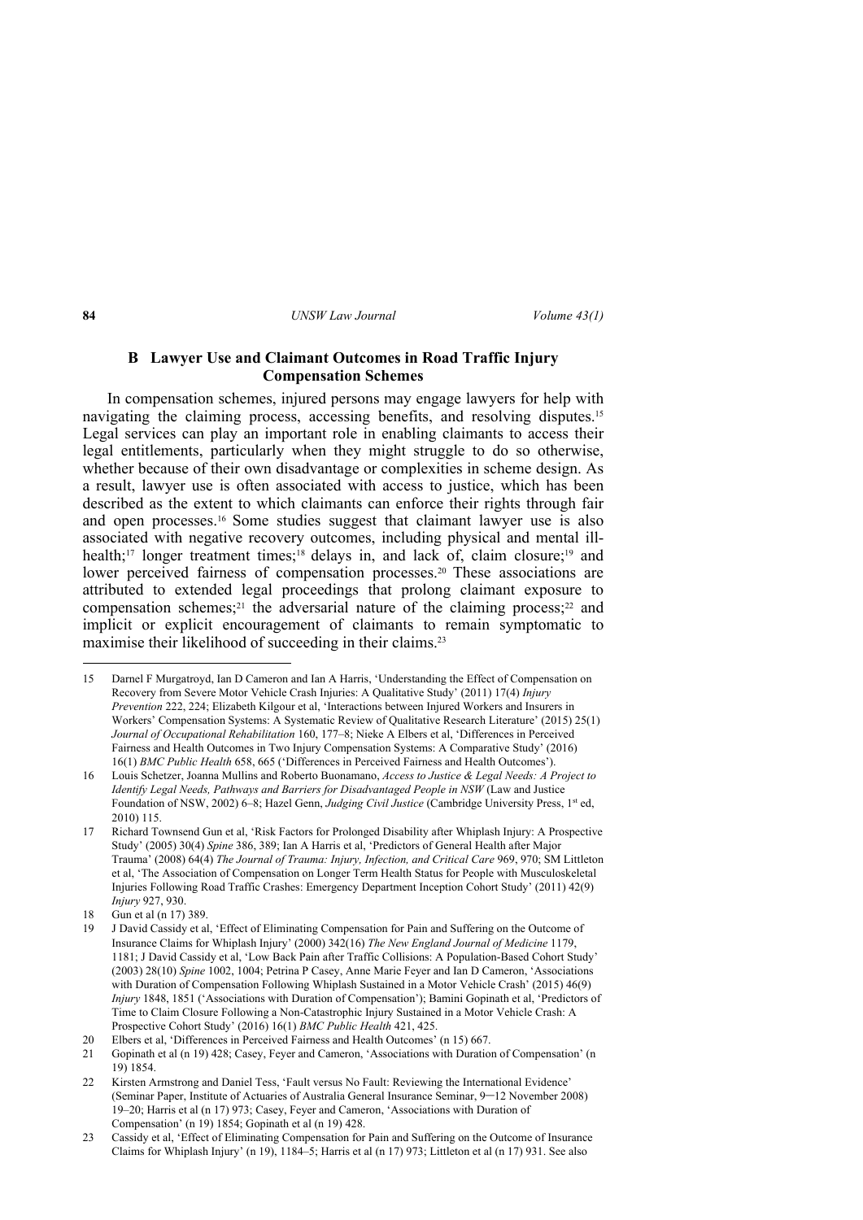### B Lawyer Use and Claimant Outcomes in Road Traffic Injury Compensation Schemes

In compensation schemes, injured persons may engage lawyers for help with navigating the claiming process, accessing benefits, and resolving disputes.[15] Legal services can play an important role in enabling claimants to access their legal entitlements, particularly when they might struggle to do so otherwise, whether because of their own disadvantage or complexities in scheme design. As a result, lawyer use is often associated with access to justice, which has been described as the extent to which claimants can enforce their rights through fair and open processes.[16] Some studies suggest that claimant lawyer use is also associated with negative recovery outcomes, including physical and mental ill-health;[17] longer treatment times;[18] delays in, and lack of, claim closure;[19] and lower perceived fairness of compensation processes.[20] These associations are attributed to extended legal proceedings that prolong claimant exposure to compensation schemes;[21] the adversarial nature of the claiming process;[22] and implicit or explicit encouragement of claimants to remain symptomatic to maximise their likelihood of succeeding in their claims.[23]

---

15 Darnel F Murgatroyd, Ian D Cameron and Ian A Harris, 'Understanding the Effect of Compensation on Recovery from Severe Motor Vehicle Crash Injuries: A Qualitative Study' (2011) 17(4) *Injury Prevention* 222, 224; Elizabeth Kilgour et al, 'Interactions between Injured Workers and Insurers in Workers' Compensation Systems: A Systematic Review of Qualitative Research Literature' (2015) 25(1) *Journal of Occupational Rehabilitation* 160, 177–8; Nieke A Elbers et al, 'Differences in Perceived Fairness and Health Outcomes in Two Injury Compensation Systems: A Comparative Study' (2016) 16(1) *BMC Public Health* 658, 665 ('Differences in Perceived Fairness and Health Outcomes').

16 Louis Schetzer, Joanna Mullins and Roberto Buonamano, *Access to Justice & Legal Needs: A Project to Identify Legal Needs, Pathways and Barriers for Disadvantaged People in NSW* (Law and Justice Foundation of NSW, 2002) 6–8; Hazel Genn, *Judging Civil Justice* (Cambridge University Press, 1st ed, 2010) 115.

17 Richard Townsend Gun et al, 'Risk Factors for Prolonged Disability after Whiplash Injury: A Prospective Study' (2005) 30(4) *Spine* 386, 389; Ian A Harris et al, 'Predictors of General Health after Major Trauma' (2008) 64(4) *The Journal of Trauma: Injury, Infection, and Critical Care* 969, 970; SM Littleton et al, 'The Association of Compensation on Longer Term Health Status for People with Musculoskeletal Injuries Following Road Traffic Crashes: Emergency Department Inception Cohort Study' (2011) 42(9) *Injury* 927, 930.

18 Gun et al (n 17) 389.

19 J David Cassidy et al, 'Effect of Eliminating Compensation for Pain and Suffering on the Outcome of Insurance Claims for Whiplash Injury' (2000) 342(16) *The New England Journal of Medicine* 1179, 1181; J David Cassidy et al, 'Low Back Pain after Traffic Collisions: A Population-Based Cohort Study' (2003) 28(10) *Spine* 1002, 1004; Petrina P Casey, Anne Marie Feyer and Ian D Cameron, 'Associations with Duration of Compensation Following Whiplash Sustained in a Motor Vehicle Crash' (2015) 46(9) *Injury* 1848, 1851 ('Associations with Duration of Compensation'); Bamini Gopinath et al, 'Predictors of Time to Claim Closure Following a Non-Catastrophic Injury Sustained in a Motor Vehicle Crash: A Prospective Cohort Study' (2016) 16(1) *BMC Public Health* 421, 425.

20 Elbers et al, 'Differences in Perceived Fairness and Health Outcomes' (n 15) 667.

21 Gopinath et al (n 19) 428; Casey, Feyer and Cameron, 'Associations with Duration of Compensation' (n 19) 1854.

22 Kirsten Armstrong and Daniel Tess, 'Fault versus No Fault: Reviewing the International Evidence' (Seminar Paper, Institute of Actuaries of Australia General Insurance Seminar, 9–12 November 2008) 19–20; Harris et al (n 17) 973; Casey, Feyer and Cameron, 'Associations with Duration of Compensation' (n 19) 1854; Gopinath et al (n 19) 428.

23 Cassidy et al, 'Effect of Eliminating Compensation for Pain and Suffering on the Outcome of Insurance Claims for Whiplash Injury' (n 19), 1184–5; Harris et al (n 17) 973; Littleton et al (n 17) 931. See also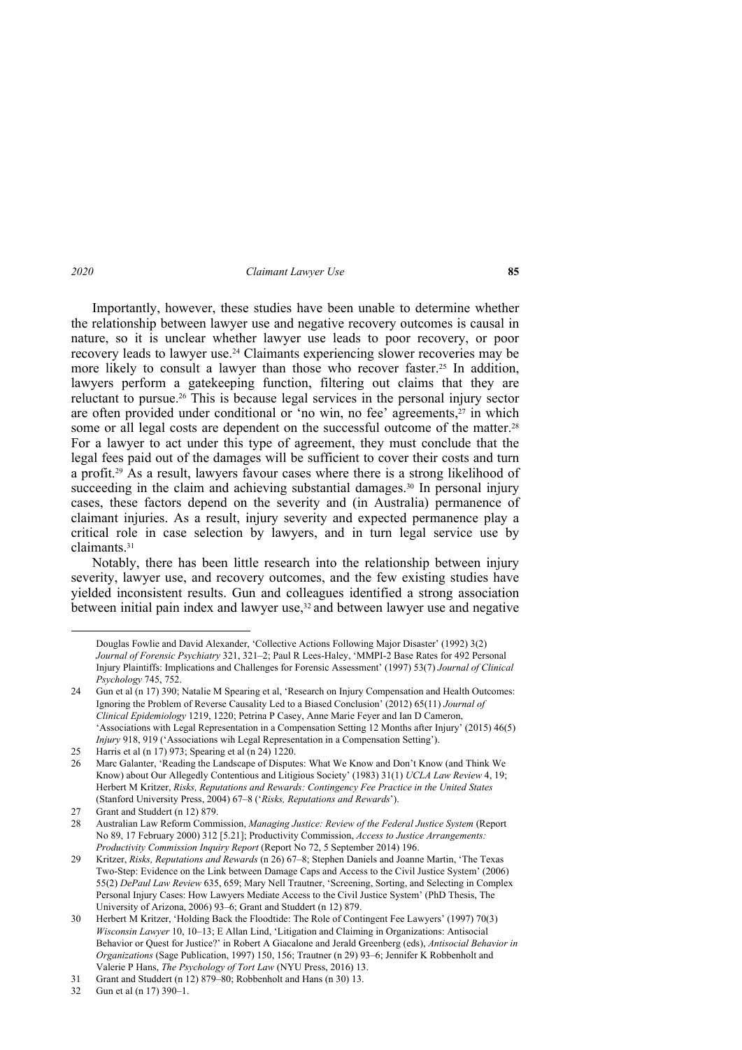Importantly, however, these studies have been unable to determine whether the relationship between lawyer use and negative recovery outcomes is causal in nature, so it is unclear whether lawyer use leads to poor recovery, or poor recovery leads to lawyer use.[24] Claimants experiencing slower recoveries may be more likely to consult a lawyer than those who recover faster.[25] In addition, lawyers perform a gatekeeping function, filtering out claims that they are reluctant to pursue.[26] This is because legal services in the personal injury sector are often provided under conditional or 'no win, no fee' agreements,[27] in which some or all legal costs are dependent on the successful outcome of the matter.[28] For a lawyer to act under this type of agreement, they must conclude that the legal fees paid out of the damages will be sufficient to cover their costs and turn a profit.[29] As a result, lawyers favour cases where there is a strong likelihood of succeeding in the claim and achieving substantial damages.[30] In personal injury cases, these factors depend on the severity and (in Australia) permanence of claimant injuries. As a result, injury severity and expected permanence play a critical role in case selection by lawyers, and in turn legal service use by claimants.[31]

Notably, there has been little research into the relationship between injury severity, lawyer use, and recovery outcomes, and the few existing studies have yielded inconsistent results. Gun and colleagues identified a strong association between initial pain index and lawyer use,[32] and between lawyer use and negative

---

Douglas Fowlie and David Alexander, 'Collective Actions Following Major Disaster' (1992) 3(2) *Journal of Forensic Psychiatry* 321, 321–2; Paul R Lees-Haley, 'MMPI-2 Base Rates for 492 Personal Injury Plaintiffs: Implications and Challenges for Forensic Assessment' (1997) 53(7) *Journal of Clinical Psychology* 745, 752.

24 Gun et al (n 17) 390; Natalie M Spearing et al, 'Research on Injury Compensation and Health Outcomes: Ignoring the Problem of Reverse Causality Led to a Biased Conclusion' (2012) 65(11) *Journal of Clinical Epidemiology* 1219, 1220; Petrina P Casey, Anne Marie Feyer and Ian D Cameron, 'Associations with Legal Representation in a Compensation Setting 12 Months after Injury' (2015) 46(5) *Injury* 918, 919 ('Associations wih Legal Representation in a Compensation Setting').

25 Harris et al (n 17) 973; Spearing et al (n 24) 1220.

26 Marc Galanter, 'Reading the Landscape of Disputes: What We Know and Don't Know (and Think We Know) about Our Allegedly Contentious and Litigious Society' (1983) 31(1) *UCLA Law Review* 4, 19; Herbert M Kritzer, *Risks, Reputations and Rewards: Contingency Fee Practice in the United States* (Stanford University Press, 2004) 67–8 ('*Risks, Reputations and Rewards*').

27 Grant and Studdert (n 12) 879.

28 Australian Law Reform Commission, *Managing Justice: Review of the Federal Justice System* (Report No 89, 17 February 2000) 312 [5.21]; Productivity Commission, *Access to Justice Arrangements: Productivity Commission Inquiry Report* (Report No 72, 5 September 2014) 196.

29 Kritzer, *Risks, Reputations and Rewards* (n 26) 67–8; Stephen Daniels and Joanne Martin, 'The Texas Two-Step: Evidence on the Link between Damage Caps and Access to the Civil Justice System' (2006) 55(2) *DePaul Law Review* 635, 659; Mary Nell Trautner, 'Screening, Sorting, and Selecting in Complex Personal Injury Cases: How Lawyers Mediate Access to the Civil Justice System' (PhD Thesis, The University of Arizona, 2006) 93–6; Grant and Studdert (n 12) 879.

30 Herbert M Kritzer, 'Holding Back the Floodtide: The Role of Contingent Fee Lawyers' (1997) 70(3) *Wisconsin Lawyer* 10, 10–13; E Allan Lind, 'Litigation and Claiming in Organizations: Antisocial Behavior or Quest for Justice?' in Robert A Giacalone and Jerald Greenberg (eds), *Antisocial Behavior in Organizations* (Sage Publication, 1997) 150, 156; Trautner (n 29) 93–6; Jennifer K Robbenholt and Valerie P Hans, *The Psychology of Tort Law* (NYU Press, 2016) 13.

31 Grant and Studdert (n 12) 879–80; Robbenholt and Hans (n 30) 13.

32 Gun et al (n 17) 390–1.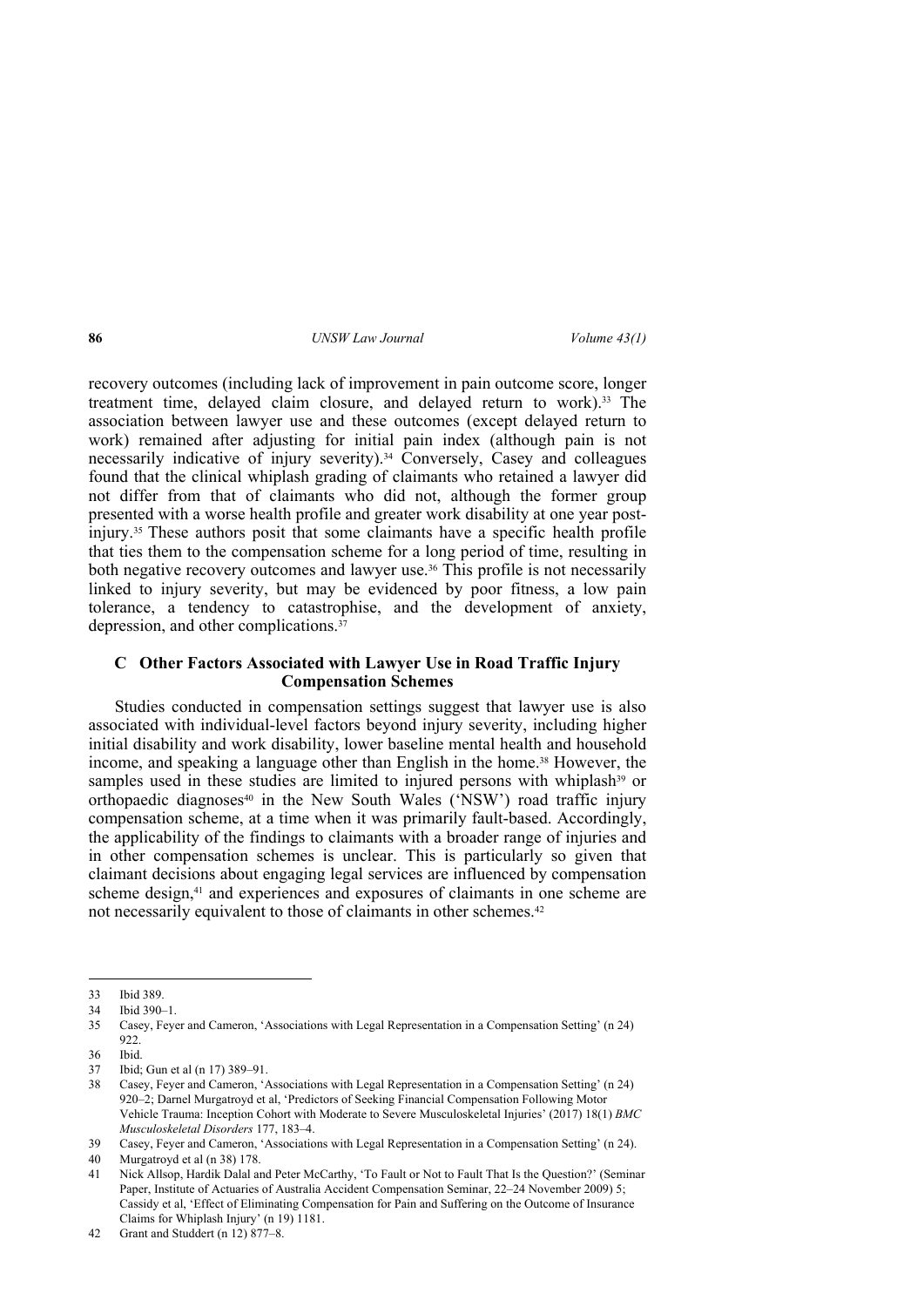recovery outcomes (including lack of improvement in pain outcome score, longer treatment time, delayed claim closure, and delayed return to work).[33] The association between lawyer use and these outcomes (except delayed return to work) remained after adjusting for initial pain index (although pain is not necessarily indicative of injury severity).[34] Conversely, Casey and colleagues found that the clinical whiplash grading of claimants who retained a lawyer did not differ from that of claimants who did not, although the former group presented with a worse health profile and greater work disability at one year post-injury.[35] These authors posit that some claimants have a specific health profile that ties them to the compensation scheme for a long period of time, resulting in both negative recovery outcomes and lawyer use.[36] This profile is not necessarily linked to injury severity, but may be evidenced by poor fitness, a low pain tolerance, a tendency to catastrophise, and the development of anxiety, depression, and other complications.[37]

### C Other Factors Associated with Lawyer Use in Road Traffic Injury Compensation Schemes

Studies conducted in compensation settings suggest that lawyer use is also associated with individual-level factors beyond injury severity, including higher initial disability and work disability, lower baseline mental health and household income, and speaking a language other than English in the home.[38] However, the samples used in these studies are limited to injured persons with whiplash[39] or orthopaedic diagnoses[40] in the New South Wales ('NSW') road traffic injury compensation scheme, at a time when it was primarily fault-based. Accordingly, the applicability of the findings to claimants with a broader range of injuries and in other compensation schemes is unclear. This is particularly so given that claimant decisions about engaging legal services are influenced by compensation scheme design,[41] and experiences and exposures of claimants in one scheme are not necessarily equivalent to those of claimants in other schemes.[42]

---

33 Ibid 389.

34 Ibid 390–1.

35 Casey, Feyer and Cameron, 'Associations with Legal Representation in a Compensation Setting' (n 24) 922.

36 Ibid.

37 Ibid; Gun et al (n 17) 389–91.

38 Casey, Feyer and Cameron, 'Associations with Legal Representation in a Compensation Setting' (n 24) 920–2; Darnel Murgatroyd et al, 'Predictors of Seeking Financial Compensation Following Motor Vehicle Trauma: Inception Cohort with Moderate to Severe Musculoskeletal Injuries' (2017) 18(1) *BMC Musculoskeletal Disorders* 177, 183–4.

39 Casey, Feyer and Cameron, 'Associations with Legal Representation in a Compensation Setting' (n 24).

40 Murgatroyd et al (n 38) 178.

41 Nick Allsop, Hardik Dalal and Peter McCarthy, 'To Fault or Not to Fault That Is the Question?' (Seminar Paper, Institute of Actuaries of Australia Accident Compensation Seminar, 22–24 November 2009) 5; Cassidy et al, 'Effect of Eliminating Compensation for Pain and Suffering on the Outcome of Insurance Claims for Whiplash Injury' (n 19) 1181.

42 Grant and Studdert (n 12) 877–8.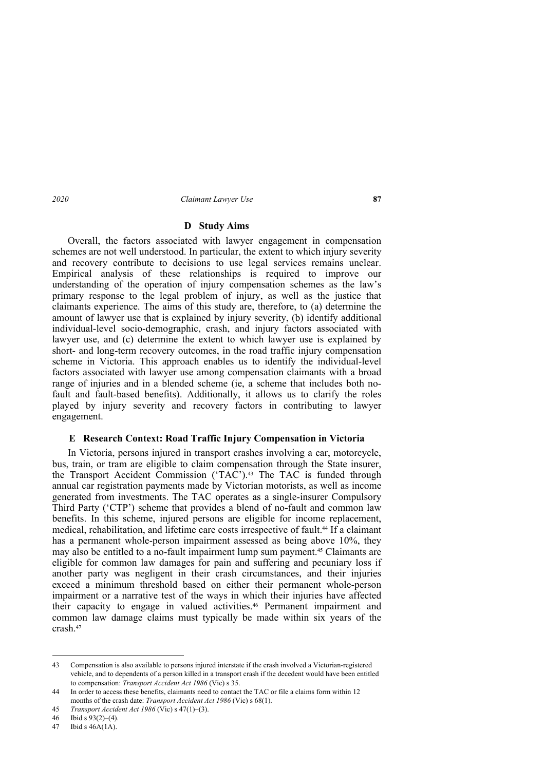### D Study Aims

Overall, the factors associated with lawyer engagement in compensation schemes are not well understood. In particular, the extent to which injury severity and recovery contribute to decisions to use legal services remains unclear. Empirical analysis of these relationships is required to improve our understanding of the operation of injury compensation schemes as the law's primary response to the legal problem of injury, as well as the justice that claimants experience. The aims of this study are, therefore, to (a) determine the amount of lawyer use that is explained by injury severity, (b) identify additional individual-level socio-demographic, crash, and injury factors associated with lawyer use, and (c) determine the extent to which lawyer use is explained by short- and long-term recovery outcomes, in the road traffic injury compensation scheme in Victoria. This approach enables us to identify the individual-level factors associated with lawyer use among compensation claimants with a broad range of injuries and in a blended scheme (ie, a scheme that includes both no-fault and fault-based benefits). Additionally, it allows us to clarify the roles played by injury severity and recovery factors in contributing to lawyer engagement.

### E Research Context: Road Traffic Injury Compensation in Victoria

In Victoria, persons injured in transport crashes involving a car, motorcycle, bus, train, or tram are eligible to claim compensation through the State insurer, the Transport Accident Commission ('TAC').[43] The TAC is funded through annual car registration payments made by Victorian motorists, as well as income generated from investments. The TAC operates as a single-insurer Compulsory Third Party ('CTP') scheme that provides a blend of no-fault and common law benefits. In this scheme, injured persons are eligible for income replacement, medical, rehabilitation, and lifetime care costs irrespective of fault.[44] If a claimant has a permanent whole-person impairment assessed as being above 10%, they may also be entitled to a no-fault impairment lump sum payment.[45] Claimants are eligible for common law damages for pain and suffering and pecuniary loss if another party was negligent in their crash circumstances, and their injuries exceed a minimum threshold based on either their permanent whole-person impairment or a narrative test of the ways in which their injuries have affected their capacity to engage in valued activities.[46] Permanent impairment and common law damage claims must typically be made within six years of the crash.[47]

---

43 Compensation is also available to persons injured interstate if the crash involved a Victorian-registered vehicle, and to dependents of a person killed in a transport crash if the decedent would have been entitled to compensation: *Transport Accident Act 1986* (Vic) s 35.

44 In order to access these benefits, claimants need to contact the TAC or file a claims form within 12 months of the crash date: *Transport Accident Act 1986* (Vic) s 68(1).

45 *Transport Accident Act 1986* (Vic) s 47(1)–(3).

46 Ibid s 93(2)–(4).

47 Ibid s 46A(1A).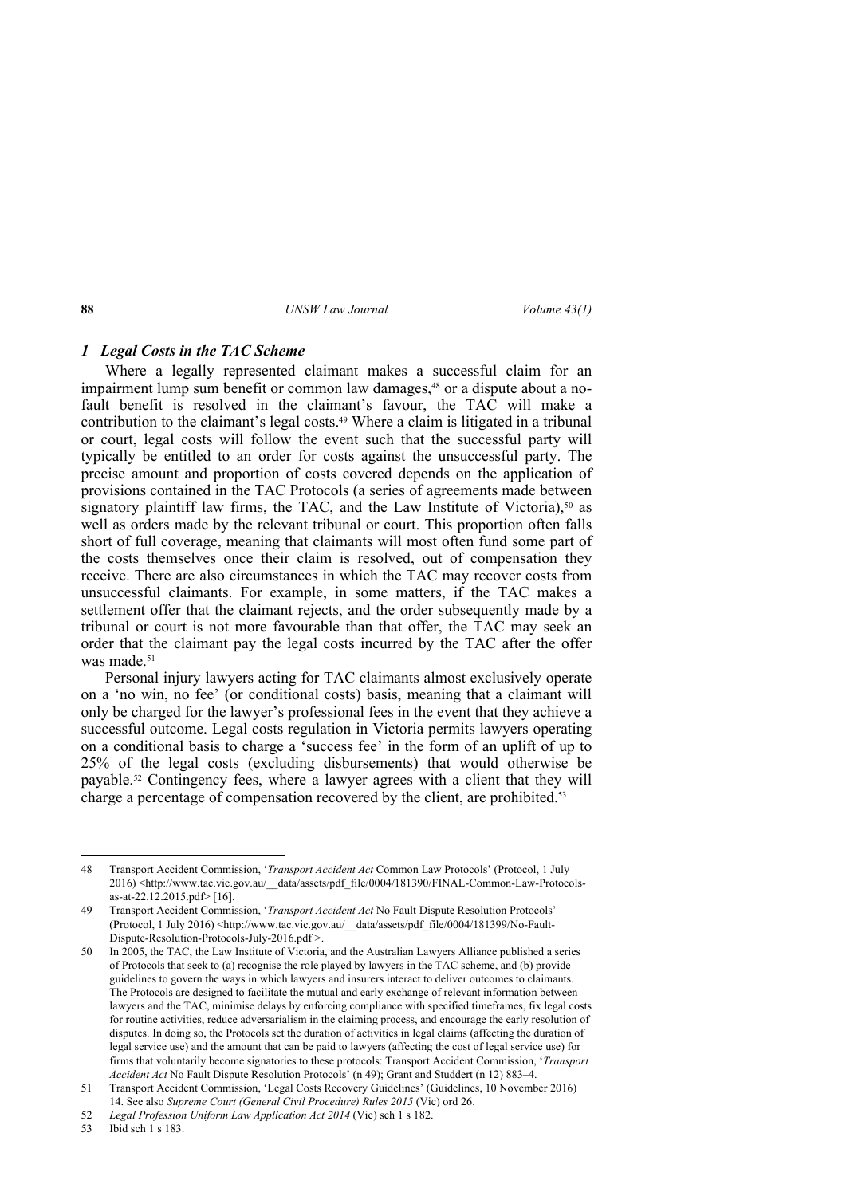### *1 Legal Costs in the TAC Scheme*

Where a legally represented claimant makes a successful claim for an impairment lump sum benefit or common law damages,[48] or a dispute about a no-fault benefit is resolved in the claimant's favour, the TAC will make a contribution to the claimant's legal costs.[49] Where a claim is litigated in a tribunal or court, legal costs will follow the event such that the successful party will typically be entitled to an order for costs against the unsuccessful party. The precise amount and proportion of costs covered depends on the application of provisions contained in the TAC Protocols (a series of agreements made between signatory plaintiff law firms, the TAC, and the Law Institute of Victoria),[50] as well as orders made by the relevant tribunal or court. This proportion often falls short of full coverage, meaning that claimants will most often fund some part of the costs themselves once their claim is resolved, out of compensation they receive. There are also circumstances in which the TAC may recover costs from unsuccessful claimants. For example, in some matters, if the TAC makes a settlement offer that the claimant rejects, and the order subsequently made by a tribunal or court is not more favourable than that offer, the TAC may seek an order that the claimant pay the legal costs incurred by the TAC after the offer was made.[51]

Personal injury lawyers acting for TAC claimants almost exclusively operate on a 'no win, no fee' (or conditional costs) basis, meaning that a claimant will only be charged for the lawyer's professional fees in the event that they achieve a successful outcome. Legal costs regulation in Victoria permits lawyers operating on a conditional basis to charge a 'success fee' in the form of an uplift of up to 25% of the legal costs (excluding disbursements) that would otherwise be payable.[52] Contingency fees, where a lawyer agrees with a client that they will charge a percentage of compensation recovered by the client, are prohibited.[53]

---

48 Transport Accident Commission, '*Transport Accident Act* Common Law Protocols' (Protocol, 1 July 2016) <http://www.tac.vic.gov.au/__data/assets/pdf_file/0004/181390/FINAL-Common-Law-Protocols-as-at-22.12.2015.pdf> [16].

49 Transport Accident Commission, '*Transport Accident Act* No Fault Dispute Resolution Protocols' (Protocol, 1 July 2016) <http://www.tac.vic.gov.au/__data/assets/pdf_file/0004/181399/No-Fault-Dispute-Resolution-Protocols-July-2016.pdf >.

50 In 2005, the TAC, the Law Institute of Victoria, and the Australian Lawyers Alliance published a series of Protocols that seek to (a) recognise the role played by lawyers in the TAC scheme, and (b) provide guidelines to govern the ways in which lawyers and insurers interact to deliver outcomes to claimants. The Protocols are designed to facilitate the mutual and early exchange of relevant information between lawyers and the TAC, minimise delays by enforcing compliance with specified timeframes, fix legal costs for routine activities, reduce adversarialism in the claiming process, and encourage the early resolution of disputes. In doing so, the Protocols set the duration of activities in legal claims (affecting the duration of legal service use) and the amount that can be paid to lawyers (affecting the cost of legal service use) for firms that voluntarily become signatories to these protocols: Transport Accident Commission, '*Transport Accident Act* No Fault Dispute Resolution Protocols' (n 49); Grant and Studdert (n 12) 883–4.

51 Transport Accident Commission, 'Legal Costs Recovery Guidelines' (Guidelines, 10 November 2016) 14. See also *Supreme Court (General Civil Procedure) Rules 2015* (Vic) ord 26.

52 *Legal Profession Uniform Law Application Act 2014* (Vic) sch 1 s 182.

53 Ibid sch 1 s 183.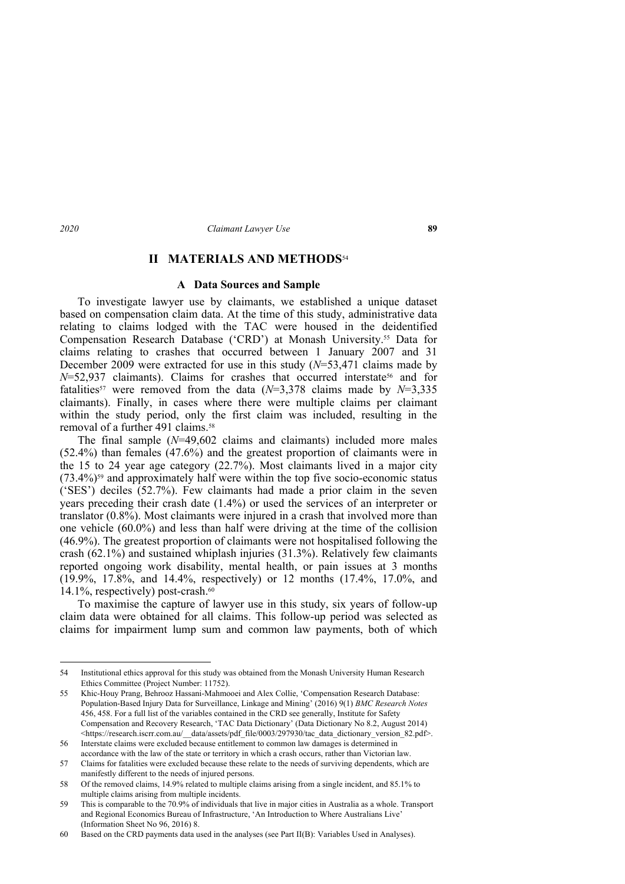## II MATERIALS AND METHODS[54]

### A Data Sources and Sample

To investigate lawyer use by claimants, we established a unique dataset based on compensation claim data. At the time of this study, administrative data relating to claims lodged with the TAC were housed in the deidentified Compensation Research Database ('CRD') at Monash University.[55] Data for claims relating to crashes that occurred between 1 January 2007 and 31 December 2009 were extracted for use in this study (*N*=53,471 claims made by *N*=52,937 claimants). Claims for crashes that occurred interstate[56] and for fatalities[57] were removed from the data (*N*=3,378 claims made by *N*=3,335 claimants). Finally, in cases where there were multiple claims per claimant within the study period, only the first claim was included, resulting in the removal of a further 491 claims.[58]

The final sample (*N*=49,602 claims and claimants) included more males (52.4%) than females (47.6%) and the greatest proportion of claimants were in the 15 to 24 year age category (22.7%). Most claimants lived in a major city (73.4%)[59] and approximately half were within the top five socio-economic status ('SES') deciles (52.7%). Few claimants had made a prior claim in the seven years preceding their crash date (1.4%) or used the services of an interpreter or translator (0.8%). Most claimants were injured in a crash that involved more than one vehicle (60.0%) and less than half were driving at the time of the collision (46.9%). The greatest proportion of claimants were not hospitalised following the crash (62.1%) and sustained whiplash injuries (31.3%). Relatively few claimants reported ongoing work disability, mental health, or pain issues at 3 months (19.9%, 17.8%, and 14.4%, respectively) or 12 months (17.4%, 17.0%, and 14.1%, respectively) post-crash.[60]

To maximise the capture of lawyer use in this study, six years of follow-up claim data were obtained for all claims. This follow-up period was selected as claims for impairment lump sum and common law payments, both of which

---

54 Institutional ethics approval for this study was obtained from the Monash University Human Research Ethics Committee (Project Number: 11752).

55 Khic-Houy Prang, Behrooz Hassani-Mahmooei and Alex Collie, 'Compensation Research Database: Population-Based Injury Data for Surveillance, Linkage and Mining' (2016) 9(1) *BMC Research Notes* 456, 458. For a full list of the variables contained in the CRD see generally, Institute for Safety Compensation and Recovery Research, 'TAC Data Dictionary' (Data Dictionary No 8.2, August 2014) <https://research.iscrr.com.au/__data/assets/pdf_file/0003/297930/tac_data_dictionary_version_82.pdf>.

56 Interstate claims were excluded because entitlement to common law damages is determined in accordance with the law of the state or territory in which a crash occurs, rather than Victorian law.

57 Claims for fatalities were excluded because these relate to the needs of surviving dependents, which are manifestly different to the needs of injured persons.

58 Of the removed claims, 14.9% related to multiple claims arising from a single incident, and 85.1% to multiple claims arising from multiple incidents.

59 This is comparable to the 70.9% of individuals that live in major cities in Australia as a whole. Transport and Regional Economics Bureau of Infrastructure, 'An Introduction to Where Australians Live' (Information Sheet No 96, 2016) 8.

60 Based on the CRD payments data used in the analyses (see Part II(B): Variables Used in Analyses).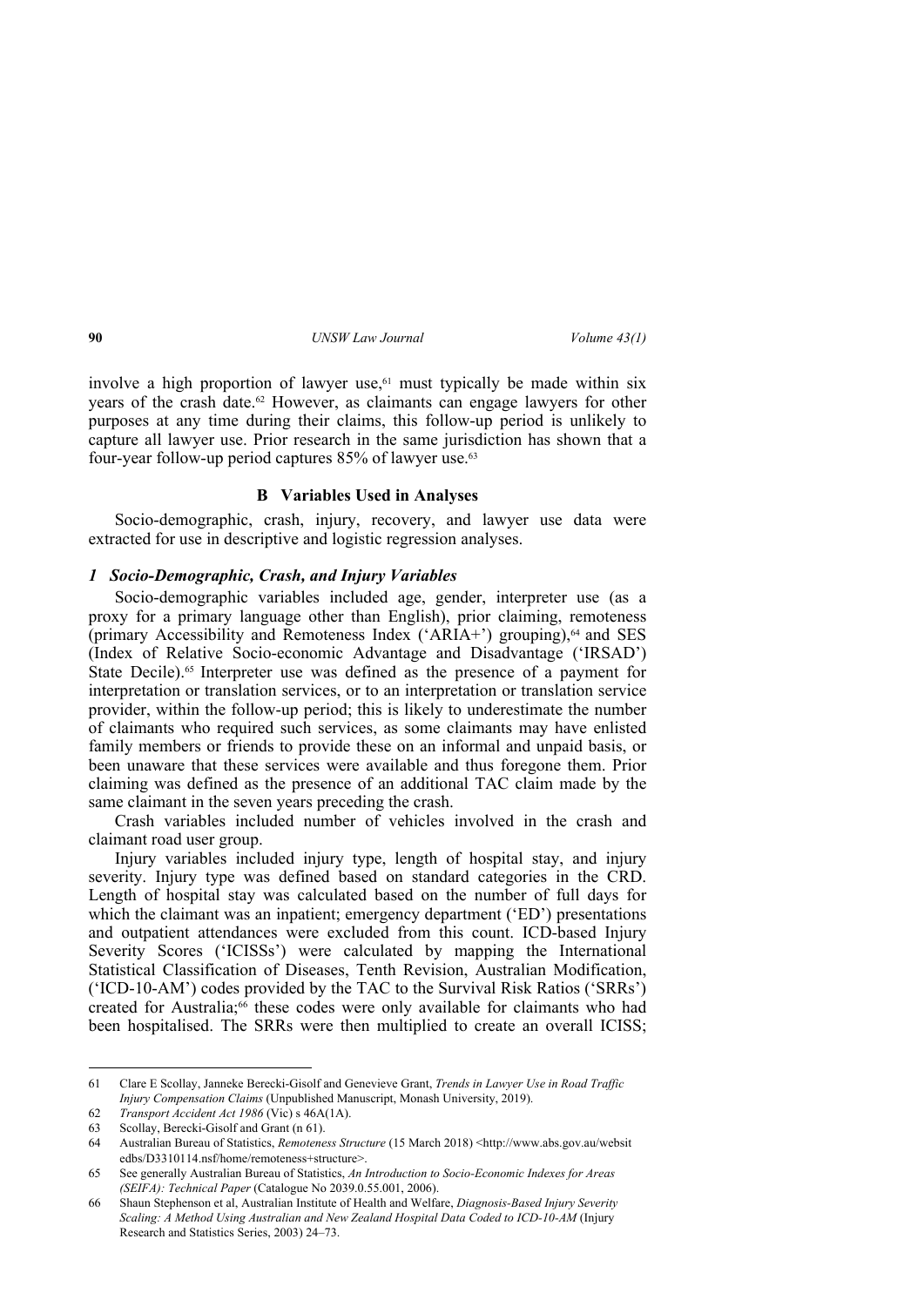involve a high proportion of lawyer use,[61] must typically be made within six years of the crash date.[62] However, as claimants can engage lawyers for other purposes at any time during their claims, this follow-up period is unlikely to capture all lawyer use. Prior research in the same jurisdiction has shown that a four-year follow-up period captures 85% of lawyer use.[63]

### B Variables Used in Analyses

Socio-demographic, crash, injury, recovery, and lawyer use data were extracted for use in descriptive and logistic regression analyses.

#### *1 Socio-Demographic, Crash, and Injury Variables*

Socio-demographic variables included age, gender, interpreter use (as a proxy for a primary language other than English), prior claiming, remoteness (primary Accessibility and Remoteness Index ('ARIA+') grouping),[64] and SES (Index of Relative Socio-economic Advantage and Disadvantage ('IRSAD') State Decile).[65] Interpreter use was defined as the presence of a payment for interpretation or translation services, or to an interpretation or translation service provider, within the follow-up period; this is likely to underestimate the number of claimants who required such services, as some claimants may have enlisted family members or friends to provide these on an informal and unpaid basis, or been unaware that these services were available and thus foregone them. Prior claiming was defined as the presence of an additional TAC claim made by the same claimant in the seven years preceding the crash.

Crash variables included number of vehicles involved in the crash and claimant road user group.

Injury variables included injury type, length of hospital stay, and injury severity. Injury type was defined based on standard categories in the CRD. Length of hospital stay was calculated based on the number of full days for which the claimant was an inpatient; emergency department ('ED') presentations and outpatient attendances were excluded from this count. ICD-based Injury Severity Scores ('ICISSs') were calculated by mapping the International Statistical Classification of Diseases, Tenth Revision, Australian Modification, ('ICD-10-AM') codes provided by the TAC to the Survival Risk Ratios ('SRRs') created for Australia;[66] these codes were only available for claimants who had been hospitalised. The SRRs were then multiplied to create an overall ICISS;

---

61 Clare E Scollay, Janneke Berecki-Gisolf and Genevieve Grant, *Trends in Lawyer Use in Road Traffic Injury Compensation Claims* (Unpublished Manuscript, Monash University, 2019).

62 *Transport Accident Act 1986* (Vic) s 46A(1A).

63 Scollay, Berecki-Gisolf and Grant (n 61).

64 Australian Bureau of Statistics, *Remoteness Structure* (15 March 2018) <http://www.abs.gov.au/websitedbs/D3310114.nsf/home/remoteness+structure>.

65 See generally Australian Bureau of Statistics, *An Introduction to Socio-Economic Indexes for Areas (SEIFA): Technical Paper* (Catalogue No 2039.0.55.001, 2006).

66 Shaun Stephenson et al, Australian Institute of Health and Welfare, *Diagnosis-Based Injury Severity Scaling: A Method Using Australian and New Zealand Hospital Data Coded to ICD-10-AM* (Injury Research and Statistics Series, 2003) 24–73.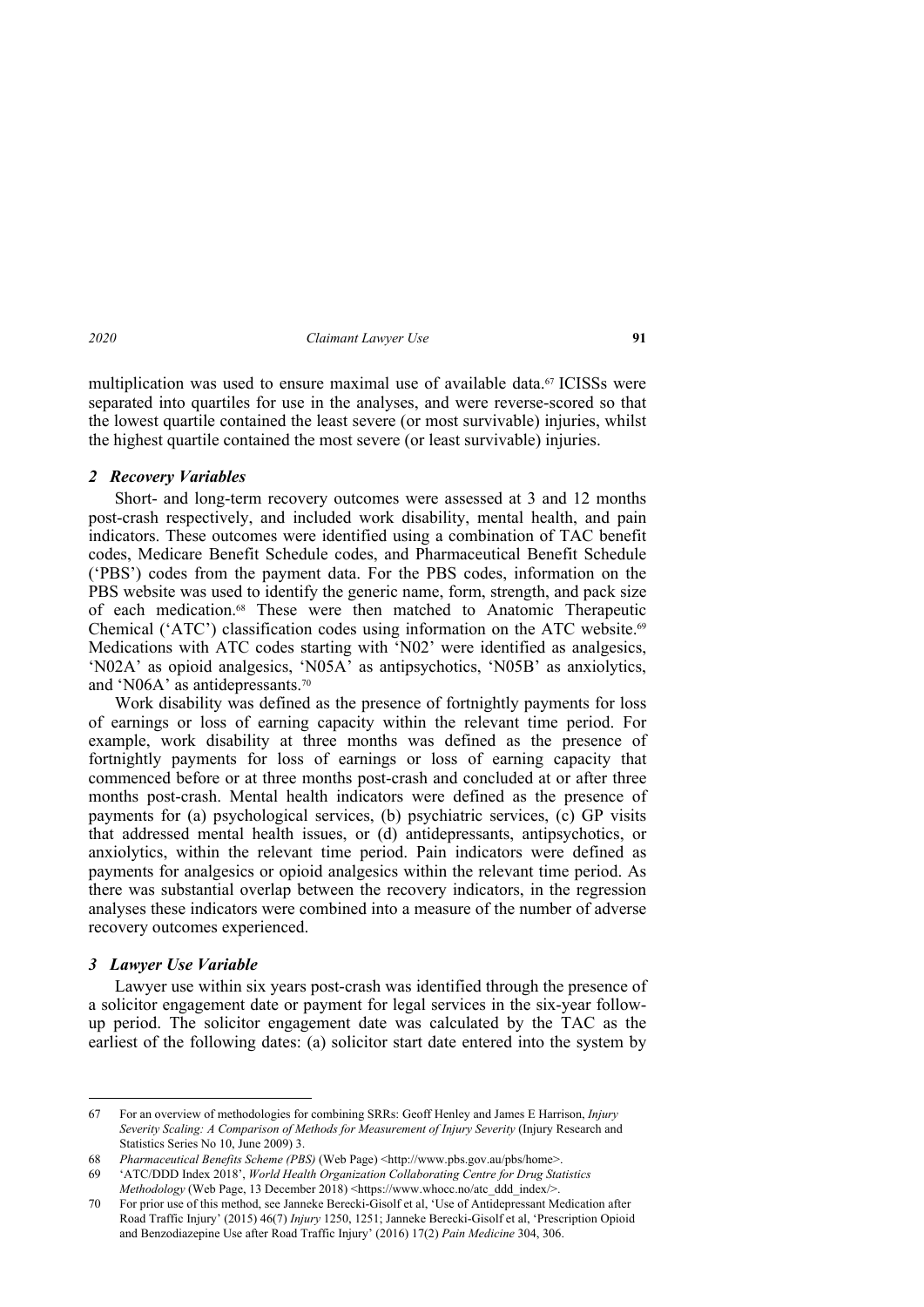multiplication was used to ensure maximal use of available data.[67] ICISSs were separated into quartiles for use in the analyses, and were reverse-scored so that the lowest quartile contained the least severe (or most survivable) injuries, whilst the highest quartile contained the most severe (or least survivable) injuries.

### *2 Recovery Variables*

Short- and long-term recovery outcomes were assessed at 3 and 12 months post-crash respectively, and included work disability, mental health, and pain indicators. These outcomes were identified using a combination of TAC benefit codes, Medicare Benefit Schedule codes, and Pharmaceutical Benefit Schedule ('PBS') codes from the payment data. For the PBS codes, information on the PBS website was used to identify the generic name, form, strength, and pack size of each medication.[68] These were then matched to Anatomic Therapeutic Chemical ('ATC') classification codes using information on the ATC website.[69] Medications with ATC codes starting with 'N02' were identified as analgesics, 'N02A' as opioid analgesics, 'N05A' as antipsychotics, 'N05B' as anxiolytics, and 'N06A' as antidepressants.[70]

Work disability was defined as the presence of fortnightly payments for loss of earnings or loss of earning capacity within the relevant time period. For example, work disability at three months was defined as the presence of fortnightly payments for loss of earnings or loss of earning capacity that commenced before or at three months post-crash and concluded at or after three months post-crash. Mental health indicators were defined as the presence of payments for (a) psychological services, (b) psychiatric services, (c) GP visits that addressed mental health issues, or (d) antidepressants, antipsychotics, or anxiolytics, within the relevant time period. Pain indicators were defined as payments for analgesics or opioid analgesics within the relevant time period. As there was substantial overlap between the recovery indicators, in the regression analyses these indicators were combined into a measure of the number of adverse recovery outcomes experienced.

### *3 Lawyer Use Variable*

Lawyer use within six years post-crash was identified through the presence of a solicitor engagement date or payment for legal services in the six-year follow-up period. The solicitor engagement date was calculated by the TAC as the earliest of the following dates: (a) solicitor start date entered into the system by

---

67 For an overview of methodologies for combining SRRs: Geoff Henley and James E Harrison, *Injury Severity Scaling: A Comparison of Methods for Measurement of Injury Severity* (Injury Research and Statistics Series No 10, June 2009) 3.

68 *Pharmaceutical Benefits Scheme (PBS)* (Web Page) <http://www.pbs.gov.au/pbs/home>.

69 'ATC/DDD Index 2018', *World Health Organization Collaborating Centre for Drug Statistics Methodology* (Web Page, 13 December 2018) <https://www.whocc.no/atc_ddd_index/>.

70 For prior use of this method, see Janneke Berecki-Gisolf et al, 'Use of Antidepressant Medication after Road Traffic Injury' (2015) 46(7) *Injury* 1250, 1251; Janneke Berecki-Gisolf et al, 'Prescription Opioid and Benzodiazepine Use after Road Traffic Injury' (2016) 17(2) *Pain Medicine* 304, 306.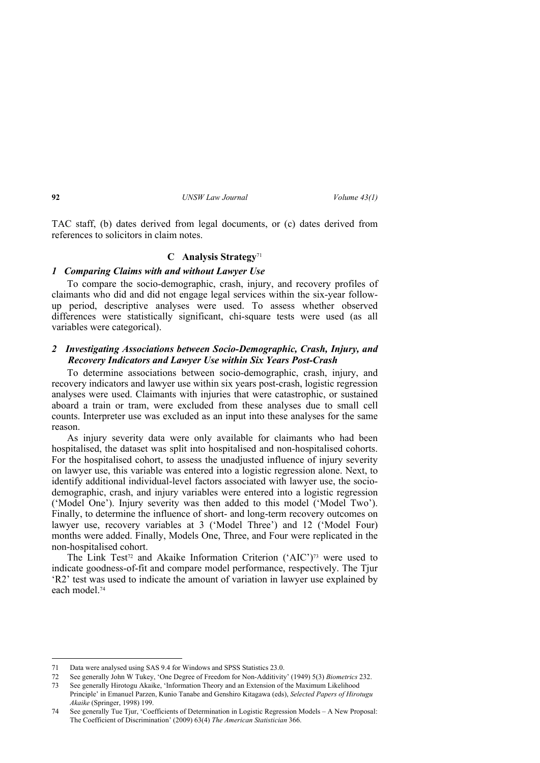TAC staff, (b) dates derived from legal documents, or (c) dates derived from references to solicitors in claim notes.

## C Analysis Strategy[71]

### *1 Comparing Claims with and without Lawyer Use*

To compare the socio-demographic, crash, injury, and recovery profiles of claimants who did and did not engage legal services within the six-year follow-up period, descriptive analyses were used. To assess whether observed differences were statistically significant, chi-square tests were used (as all variables were categorical).

### *2 Investigating Associations between Socio-Demographic, Crash, Injury, and Recovery Indicators and Lawyer Use within Six Years Post-Crash*

To determine associations between socio-demographic, crash, injury, and recovery indicators and lawyer use within six years post-crash, logistic regression analyses were used. Claimants with injuries that were catastrophic, or sustained aboard a train or tram, were excluded from these analyses due to small cell counts. Interpreter use was excluded as an input into these analyses for the same reason.

As injury severity data were only available for claimants who had been hospitalised, the dataset was split into hospitalised and non-hospitalised cohorts. For the hospitalised cohort, to assess the unadjusted influence of injury severity on lawyer use, this variable was entered into a logistic regression alone. Next, to identify additional individual-level factors associated with lawyer use, the socio-demographic, crash, and injury variables were entered into a logistic regression ('Model One'). Injury severity was then added to this model ('Model Two'). Finally, to determine the influence of short- and long-term recovery outcomes on lawyer use, recovery variables at 3 ('Model Three') and 12 ('Model Four) months were added. Finally, Models One, Three, and Four were replicated in the non-hospitalised cohort.

The Link Test[72] and Akaike Information Criterion ('AIC')[73] were used to indicate goodness-of-fit and compare model performance, respectively. The Tjur 'R2' test was used to indicate the amount of variation in lawyer use explained by each model.[74]

---

71 Data were analysed using SAS 9.4 for Windows and SPSS Statistics 23.0.

72 See generally John W Tukey, 'One Degree of Freedom for Non-Additivity' (1949) 5(3) *Biometrics* 232.

73 See generally Hirotogu Akaike, 'Information Theory and an Extension of the Maximum Likelihood Principle' in Emanuel Parzen, Kunio Tanabe and Genshiro Kitagawa (eds), *Selected Papers of Hirotugu Akaike* (Springer, 1998) 199.

74 See generally Tue Tjur, 'Coefficients of Determination in Logistic Regression Models – A New Proposal: The Coefficient of Discrimination' (2009) 63(4) *The American Statistician* 366.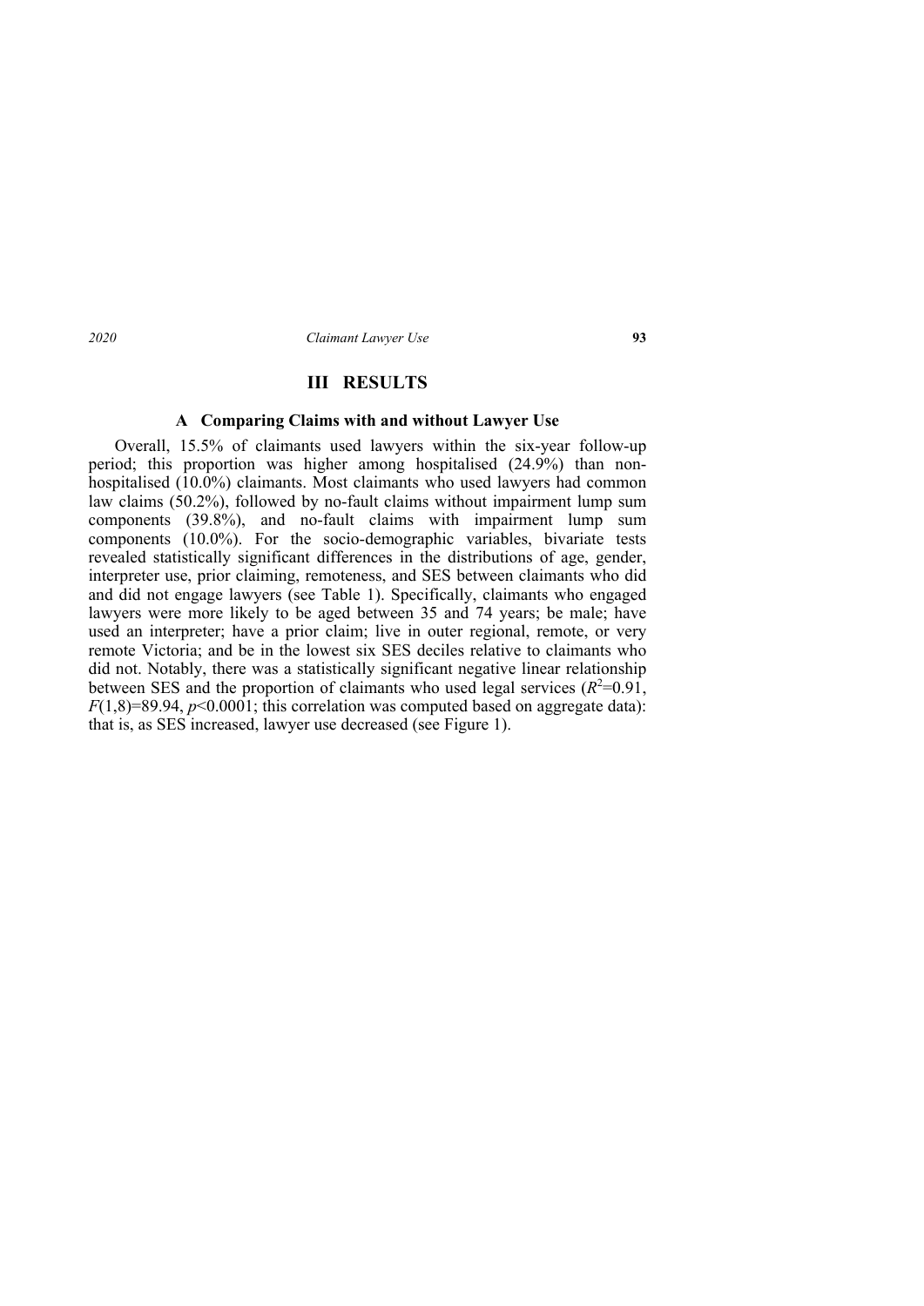## III RESULTS

### A Comparing Claims with and without Lawyer Use

Overall, 15.5% of claimants used lawyers within the six-year follow-up period; this proportion was higher among hospitalised (24.9%) than non-hospitalised (10.0%) claimants. Most claimants who used lawyers had common law claims (50.2%), followed by no-fault claims without impairment lump sum components (39.8%), and no-fault claims with impairment lump sum components (10.0%). For the socio-demographic variables, bivariate tests revealed statistically significant differences in the distributions of age, gender, interpreter use, prior claiming, remoteness, and SES between claimants who did and did not engage lawyers (see Table 1). Specifically, claimants who engaged lawyers were more likely to be aged between 35 and 74 years; be male; have used an interpreter; have a prior claim; live in outer regional, remote, or very remote Victoria; and be in the lowest six SES deciles relative to claimants who did not. Notably, there was a statistically significant negative linear relationship between SES and the proportion of claimants who used legal services ($R^2$=0.91, $F$(1,8)=89.94, $p$<0.0001; this correlation was computed based on aggregate data): that is, as SES increased, lawyer use decreased (see Figure 1).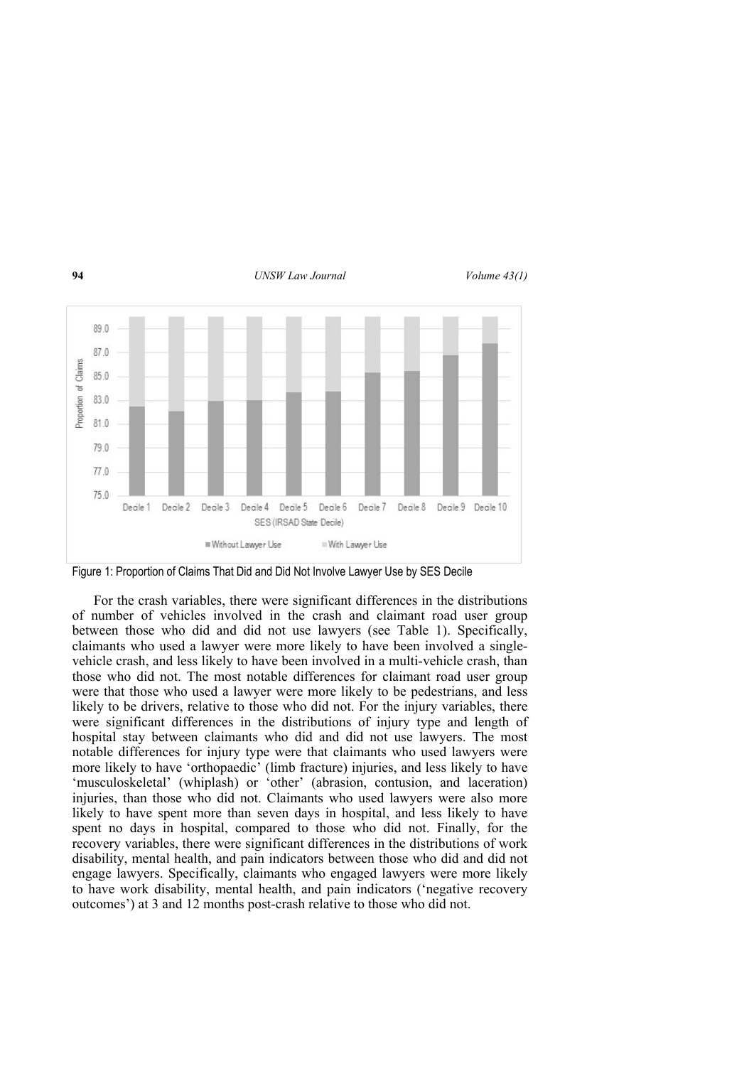89.0
87.0
85.0
83.0
81.0
79.0
77.0
75.0

Proportion of Claims

Decile 1 Decile 2 Decile 3 Decile 4 Decile 5 Decile 6 Decile 7 Decile 8 Decile 9 Decile 10

SES (IRSAD State Decile)

Without Lawyer Use With Lawyer Use

Figure 1: Proportion of Claims That Did and Did Not Involve Lawyer Use by SES Decile

For the crash variables, there were significant differences in the distributions of number of vehicles involved in the crash and claimant road user group between those who did and did not use lawyers (see Table 1). Specifically, claimants who used a lawyer were more likely to have been involved a single-vehicle crash, and less likely to have been involved in a multi-vehicle crash, than those who did not. The most notable differences for claimant road user group were that those who used a lawyer were more likely to be pedestrians, and less likely to be drivers, relative to those who did not. For the injury variables, there were significant differences in the distributions of injury type and length of hospital stay between claimants who did and did not use lawyers. The most notable differences for injury type were that claimants who used lawyers were more likely to have 'orthopaedic' (limb fracture) injuries, and less likely to have 'musculoskeletal' (whiplash) or 'other' (abrasion, contusion, and laceration) injuries, than those who did not. Claimants who used lawyers were also more likely to have spent more than seven days in hospital, and less likely to have spent no days in hospital, compared to those who did not. Finally, for the recovery variables, there were significant differences in the distributions of work disability, mental health, and pain indicators between those who did and did not engage lawyers. Specifically, claimants who engaged lawyers were more likely to have work disability, mental health, and pain indicators ('negative recovery outcomes') at 3 and 12 months post-crash relative to those who did not.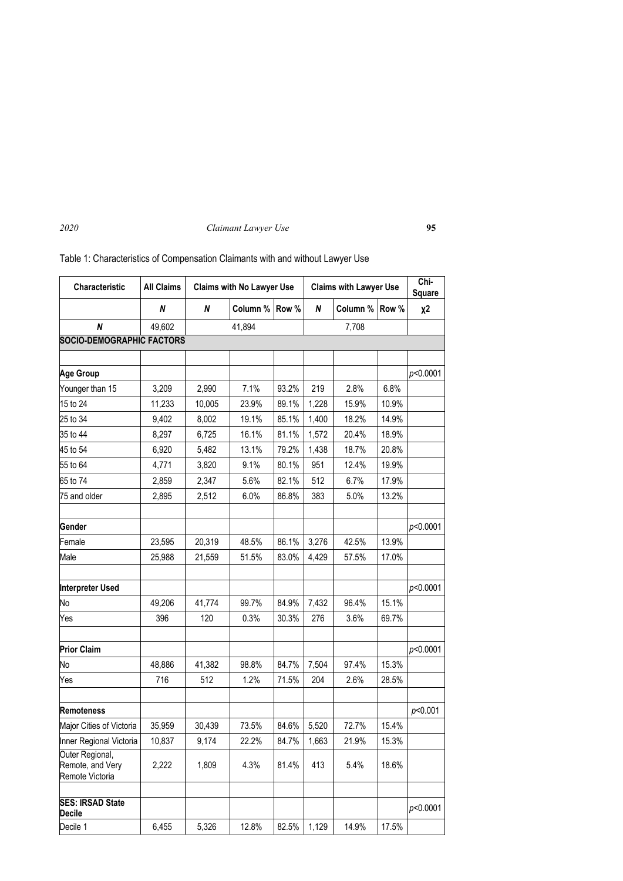Table 1: Characteristics of Compensation Claimants with and without Lawyer Use

| Characteristic | All Claims | Claims with No Lawyer Use | | | Claims with Lawyer Use | | | Chi-Square |
|---|---|---|---|---|---|---|---|---|
| | *N* | *N* | Column % | Row % | *N* | Column % | Row % | χ2 |
| ***N*** | 49,602 | 41,894 | | | 7,708 | | | |
| **SOCIO-DEMOGRAPHIC FACTORS** | | | | | | | | |
| | | | | | | | | |
| **Age Group** | | | | | | | | *p*<0.0001 |
| Younger than 15 | 3,209 | 2,990 | 7.1% | 93.2% | 219 | 2.8% | 6.8% | |
| 15 to 24 | 11,233 | 10,005 | 23.9% | 89.1% | 1,228 | 15.9% | 10.9% | |
| 25 to 34 | 9,402 | 8,002 | 19.1% | 85.1% | 1,400 | 18.2% | 14.9% | |
| 35 to 44 | 8,297 | 6,725 | 16.1% | 81.1% | 1,572 | 20.4% | 18.9% | |
| 45 to 54 | 6,920 | 5,482 | 13.1% | 79.2% | 1,438 | 18.7% | 20.8% | |
| 55 to 64 | 4,771 | 3,820 | 9.1% | 80.1% | 951 | 12.4% | 19.9% | |
| 65 to 74 | 2,859 | 2,347 | 5.6% | 82.1% | 512 | 6.7% | 17.9% | |
| 75 and older | 2,895 | 2,512 | 6.0% | 86.8% | 383 | 5.0% | 13.2% | |
| | | | | | | | | |
| **Gender** | | | | | | | | *p*<0.0001 |
| Female | 23,595 | 20,319 | 48.5% | 86.1% | 3,276 | 42.5% | 13.9% | |
| Male | 25,988 | 21,559 | 51.5% | 83.0% | 4,429 | 57.5% | 17.0% | |
| | | | | | | | | |
| **Interpreter Used** | | | | | | | | *p*<0.0001 |
| No | 49,206 | 41,774 | 99.7% | 84.9% | 7,432 | 96.4% | 15.1% | |
| Yes | 396 | 120 | 0.3% | 30.3% | 276 | 3.6% | 69.7% | |
| | | | | | | | | |
| **Prior Claim** | | | | | | | | *p*<0.0001 |
| No | 48,886 | 41,382 | 98.8% | 84.7% | 7,504 | 97.4% | 15.3% | |
| Yes | 716 | 512 | 1.2% | 71.5% | 204 | 2.6% | 28.5% | |
| | | | | | | | | |
| **Remoteness** | | | | | | | | *p*<0.001 |
| Major Cities of Victoria | 35,959 | 30,439 | 73.5% | 84.6% | 5,520 | 72.7% | 15.4% | |
| Inner Regional Victoria | 10,837 | 9,174 | 22.2% | 84.7% | 1,663 | 21.9% | 15.3% | |
| Outer Regional, Remote, and Very Remote Victoria | 2,222 | 1,809 | 4.3% | 81.4% | 413 | 5.4% | 18.6% | |
| | | | | | | | | |
| **SES: IRSAD State Decile** | | | | | | | | *p*<0.0001 |
| Decile 1 | 6,455 | 5,326 | 12.8% | 82.5% | 1,129 | 14.9% | 17.5% | |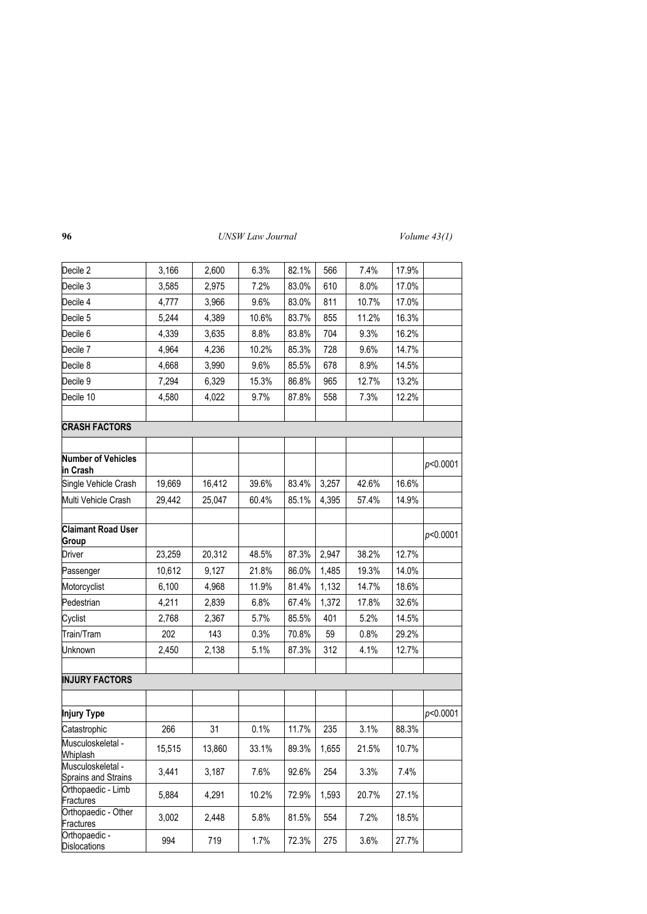| | | | | | | | | |
|---|---|---|---|---|---|---|---|---|
| Decile 2 | 3,166 | 2,600 | 6.3% | 82.1% | 566 | 7.4% | 17.9% | |
| Decile 3 | 3,585 | 2,975 | 7.2% | 83.0% | 610 | 8.0% | 17.0% | |
| Decile 4 | 4,777 | 3,966 | 9.6% | 83.0% | 811 | 10.7% | 17.0% | |
| Decile 5 | 5,244 | 4,389 | 10.6% | 83.7% | 855 | 11.2% | 16.3% | |
| Decile 6 | 4,339 | 3,635 | 8.8% | 83.8% | 704 | 9.3% | 16.2% | |
| Decile 7 | 4,964 | 4,236 | 10.2% | 85.3% | 728 | 9.6% | 14.7% | |
| Decile 8 | 4,668 | 3,990 | 9.6% | 85.5% | 678 | 8.9% | 14.5% | |
| Decile 9 | 7,294 | 6,329 | 15.3% | 86.8% | 965 | 12.7% | 13.2% | |
| Decile 10 | 4,580 | 4,022 | 9.7% | 87.8% | 558 | 7.3% | 12.2% | |
| | | | | | | | | |
| **CRASH FACTORS** | | | | | | | | |
| | | | | | | | | |
| **Number of Vehicles in Crash** | | | | | | | | $p<0.0001$ |
| Single Vehicle Crash | 19,669 | 16,412 | 39.6% | 83.4% | 3,257 | 42.6% | 16.6% | |
| Multi Vehicle Crash | 29,442 | 25,047 | 60.4% | 85.1% | 4,395 | 57.4% | 14.9% | |
| | | | | | | | | |
| **Claimant Road User Group** | | | | | | | | $p<0.0001$ |
| Driver | 23,259 | 20,312 | 48.5% | 87.3% | 2,947 | 38.2% | 12.7% | |
| Passenger | 10,612 | 9,127 | 21.8% | 86.0% | 1,485 | 19.3% | 14.0% | |
| Motorcyclist | 6,100 | 4,968 | 11.9% | 81.4% | 1,132 | 14.7% | 18.6% | |
| Pedestrian | 4,211 | 2,839 | 6.8% | 67.4% | 1,372 | 17.8% | 32.6% | |
| Cyclist | 2,768 | 2,367 | 5.7% | 85.5% | 401 | 5.2% | 14.5% | |
| Train/Tram | 202 | 143 | 0.3% | 70.8% | 59 | 0.8% | 29.2% | |
| Unknown | 2,450 | 2,138 | 5.1% | 87.3% | 312 | 4.1% | 12.7% | |
| | | | | | | | | |
| **INJURY FACTORS** | | | | | | | | |
| | | | | | | | | |
| **Injury Type** | | | | | | | | $p<0.0001$ |
| Catastrophic | 266 | 31 | 0.1% | 11.7% | 235 | 3.1% | 88.3% | |
| Musculoskeletal - Whiplash | 15,515 | 13,860 | 33.1% | 89.3% | 1,655 | 21.5% | 10.7% | |
| Musculoskeletal - Sprains and Strains | 3,441 | 3,187 | 7.6% | 92.6% | 254 | 3.3% | 7.4% | |
| Orthopaedic - Limb Fractures | 5,884 | 4,291 | 10.2% | 72.9% | 1,593 | 20.7% | 27.1% | |
| Orthopaedic - Other Fractures | 3,002 | 2,448 | 5.8% | 81.5% | 554 | 7.2% | 18.5% | |
| Orthopaedic - Dislocations | 994 | 719 | 1.7% | 72.3% | 275 | 3.6% | 27.7% | |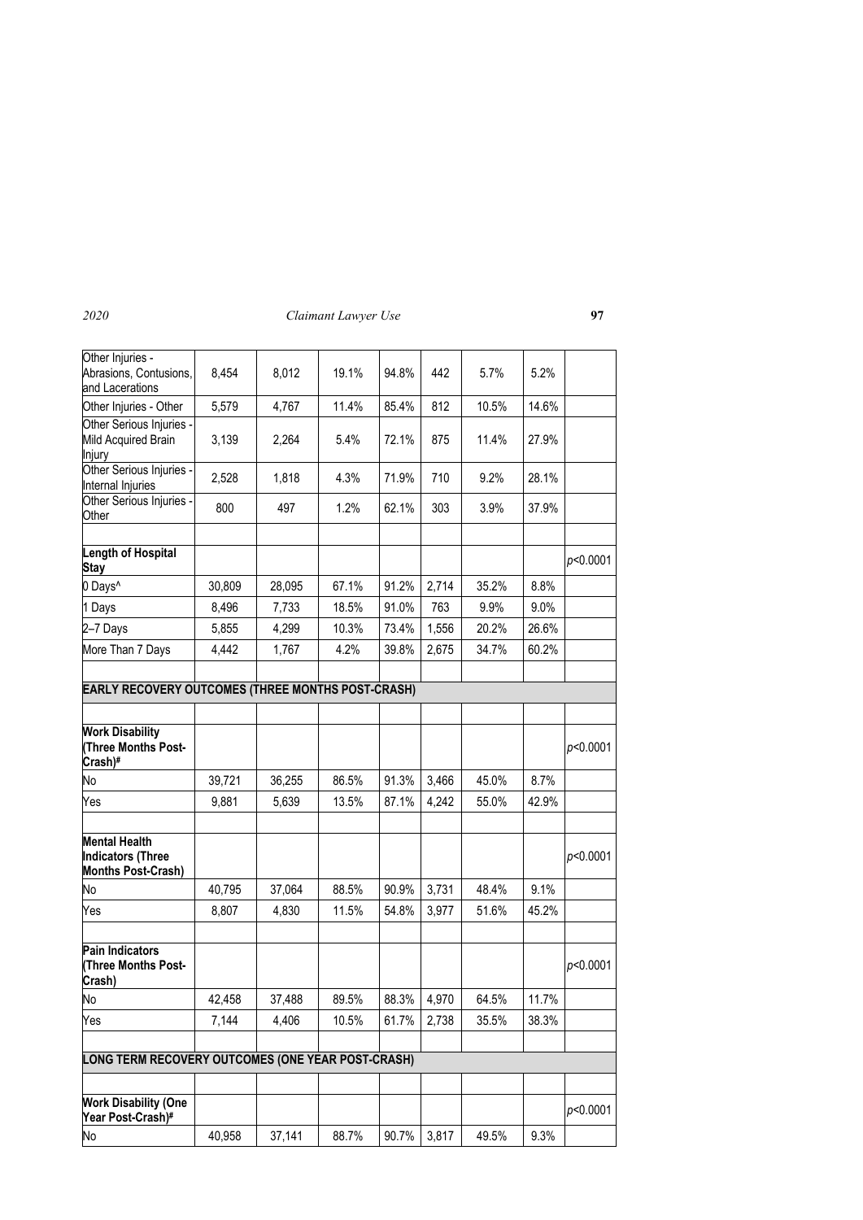| | | | | | | | | |
|---|---|---|---|---|---|---|---|---|
| Other Injuries - Abrasions, Contusions, and Lacerations | 8,454 | 8,012 | 19.1% | 94.8% | 442 | 5.7% | 5.2% | |
| Other Injuries - Other | 5,579 | 4,767 | 11.4% | 85.4% | 812 | 10.5% | 14.6% | |
| Other Serious Injuries - Mild Acquired Brain Injury | 3,139 | 2,264 | 5.4% | 72.1% | 875 | 11.4% | 27.9% | |
| Other Serious Injuries - Internal Injuries | 2,528 | 1,818 | 4.3% | 71.9% | 710 | 9.2% | 28.1% | |
| Other Serious Injuries - Other | 800 | 497 | 1.2% | 62.1% | 303 | 3.9% | 37.9% | |
| | | | | | | | | |
| **Length of Hospital Stay** | | | | | | | | $p<0.0001$ |
| 0 Days^ | 30,809 | 28,095 | 67.1% | 91.2% | 2,714 | 35.2% | 8.8% | |
| 1 Days | 8,496 | 7,733 | 18.5% | 91.0% | 763 | 9.9% | 9.0% | |
| 2–7 Days | 5,855 | 4,299 | 10.3% | 73.4% | 1,556 | 20.2% | 26.6% | |
| More Than 7 Days | 4,442 | 1,767 | 4.2% | 39.8% | 2,675 | 34.7% | 60.2% | |
| | | | | | | | | |
| **EARLY RECOVERY OUTCOMES (THREE MONTHS POST-CRASH)** | | | | | | | | |
| | | | | | | | | |
| **Work Disability (Three Months Post-Crash)#** | | | | | | | | $p<0.0001$ |
| No | 39,721 | 36,255 | 86.5% | 91.3% | 3,466 | 45.0% | 8.7% | |
| Yes | 9,881 | 5,639 | 13.5% | 87.1% | 4,242 | 55.0% | 42.9% | |
| | | | | | | | | |
| **Mental Health Indicators (Three Months Post-Crash)** | | | | | | | | $p<0.0001$ |
| No | 40,795 | 37,064 | 88.5% | 90.9% | 3,731 | 48.4% | 9.1% | |
| Yes | 8,807 | 4,830 | 11.5% | 54.8% | 3,977 | 51.6% | 45.2% | |
| | | | | | | | | |
| **Pain Indicators (Three Months Post-Crash)** | | | | | | | | $p<0.0001$ |
| No | 42,458 | 37,488 | 89.5% | 88.3% | 4,970 | 64.5% | 11.7% | |
| Yes | 7,144 | 4,406 | 10.5% | 61.7% | 2,738 | 35.5% | 38.3% | |
| | | | | | | | | |
| **LONG TERM RECOVERY OUTCOMES (ONE YEAR POST-CRASH)** | | | | | | | | |
| | | | | | | | | |
| **Work Disability (One Year Post-Crash)#** | | | | | | | | $p<0.0001$ |
| No | 40,958 | 37,141 | 88.7% | 90.7% | 3,817 | 49.5% | 9.3% | |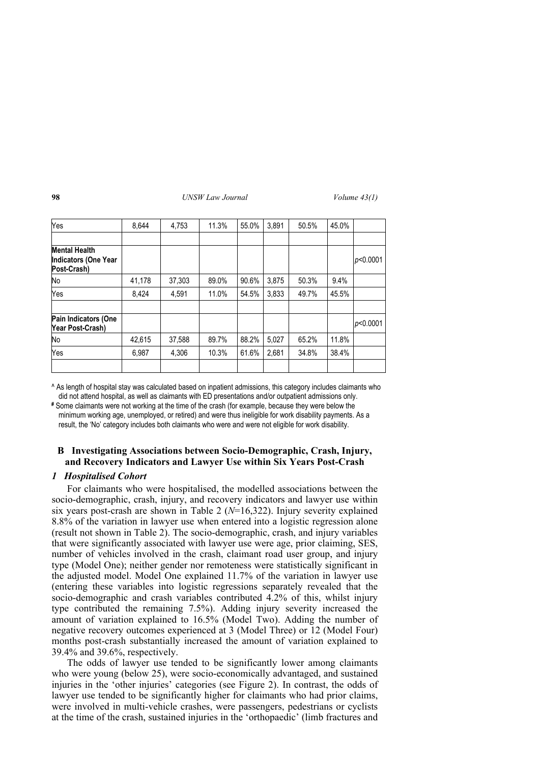| | | | | | | | | |
|---|---|---|---|---|---|---|---|---|
| Yes | 8,644 | 4,753 | 11.3% | 55.0% | 3,891 | 50.5% | 45.0% | |
| | | | | | | | | |
| **Mental Health Indicators (One Year Post-Crash)** | | | | | | | | *p*<0.0001 |
| No | 41,178 | 37,303 | 89.0% | 90.6% | 3,875 | 50.3% | 9.4% | |
| Yes | 8,424 | 4,591 | 11.0% | 54.5% | 3,833 | 49.7% | 45.5% | |
| | | | | | | | | |
| **Pain Indicators (One Year Post-Crash)** | | | | | | | | *p*<0.0001 |
| No | 42,615 | 37,588 | 89.7% | 88.2% | 5,027 | 65.2% | 11.8% | |
| Yes | 6,987 | 4,306 | 10.3% | 61.6% | 2,681 | 34.8% | 38.4% | |
| | | | | | | | | |

^ As length of hospital stay was calculated based on inpatient admissions, this category includes claimants who did not attend hospital, as well as claimants with ED presentations and/or outpatient admissions only.

\# Some claimants were not working at the time of the crash (for example, because they were below the minimum working age, unemployed, or retired) and were thus ineligible for work disability payments. As a result, the 'No' category includes both claimants who were and were not eligible for work disability.

### B Investigating Associations between Socio-Demographic, Crash, Injury, and Recovery Indicators and Lawyer Use within Six Years Post-Crash

#### *1 Hospitalised Cohort*

For claimants who were hospitalised, the modelled associations between the socio-demographic, crash, injury, and recovery indicators and lawyer use within six years post-crash are shown in Table 2 (*N*=16,322). Injury severity explained 8.8% of the variation in lawyer use when entered into a logistic regression alone (result not shown in Table 2). The socio-demographic, crash, and injury variables that were significantly associated with lawyer use were age, prior claiming, SES, number of vehicles involved in the crash, claimant road user group, and injury type (Model One); neither gender nor remoteness were statistically significant in the adjusted model. Model One explained 11.7% of the variation in lawyer use (entering these variables into logistic regressions separately revealed that the socio-demographic and crash variables contributed 4.2% of this, whilst injury type contributed the remaining 7.5%). Adding injury severity increased the amount of variation explained to 16.5% (Model Two). Adding the number of negative recovery outcomes experienced at 3 (Model Three) or 12 (Model Four) months post-crash substantially increased the amount of variation explained to 39.4% and 39.6%, respectively.

The odds of lawyer use tended to be significantly lower among claimants who were young (below 25), were socio-economically advantaged, and sustained injuries in the 'other injuries' categories (see Figure 2). In contrast, the odds of lawyer use tended to be significantly higher for claimants who had prior claims, were involved in multi-vehicle crashes, were passengers, pedestrians or cyclists at the time of the crash, sustained injuries in the 'orthopaedic' (limb fractures and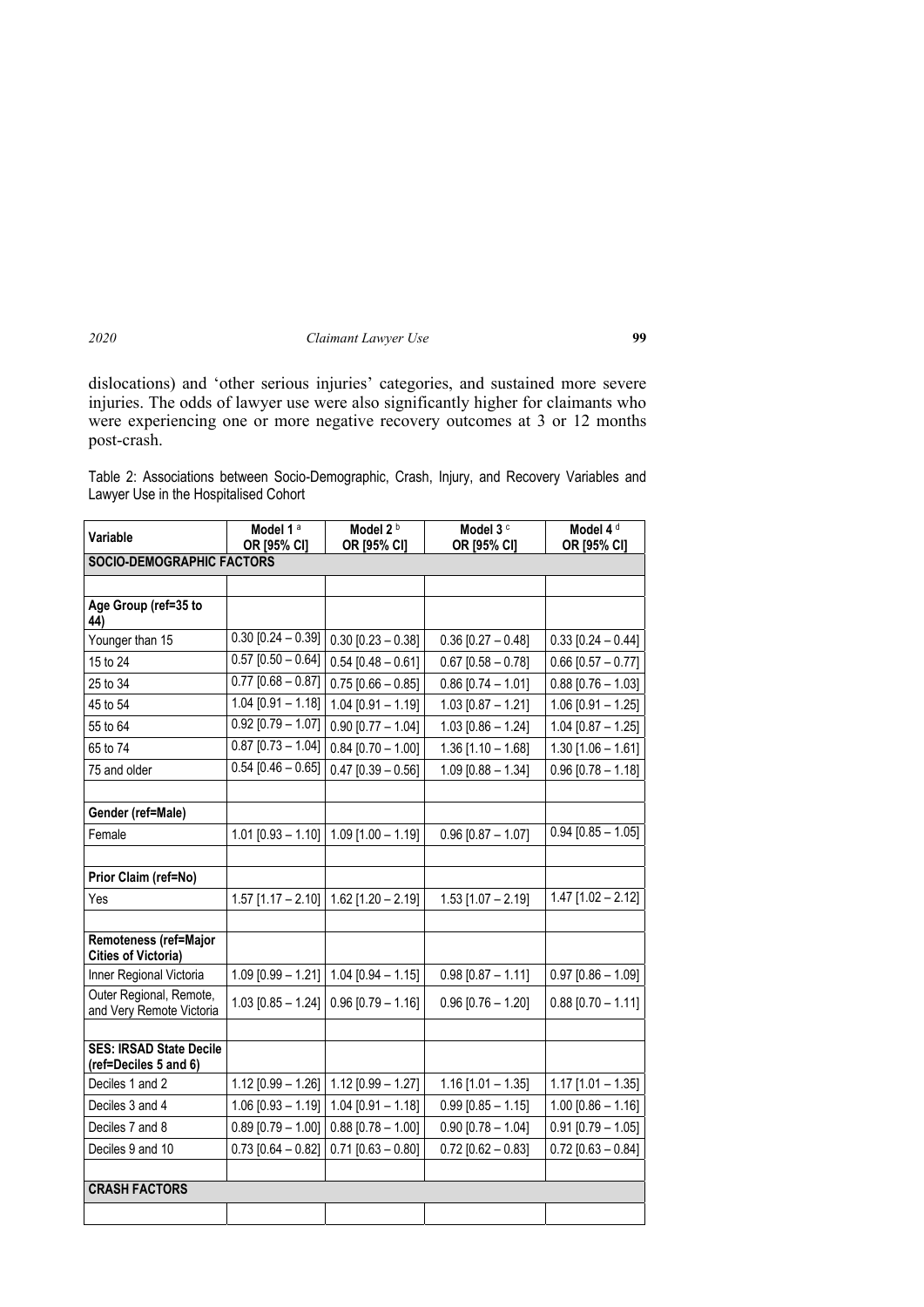dislocations) and 'other serious injuries' categories, and sustained more severe injuries. The odds of lawyer use were also significantly higher for claimants who were experiencing one or more negative recovery outcomes at 3 or 12 months post-crash.

Table 2: Associations between Socio-Demographic, Crash, Injury, and Recovery Variables and Lawyer Use in the Hospitalised Cohort

| Variable | Model 1 [a] OR [95% CI] | Model 2 [b] OR [95% CI] | Model 3 [c] OR [95% CI] | Model 4 [d] OR [95% CI] |
|---|---|---|---|---|
| **SOCIO-DEMOGRAPHIC FACTORS** | | | | |
| | | | | |
| **Age Group (ref=35 to 44)** | | | | |
| Younger than 15 | 0.30 [0.24 – 0.39] | 0.30 [0.23 – 0.38] | 0.36 [0.27 – 0.48] | 0.33 [0.24 – 0.44] |
| 15 to 24 | 0.57 [0.50 – 0.64] | 0.54 [0.48 – 0.61] | 0.67 [0.58 – 0.78] | 0.66 [0.57 – 0.77] |
| 25 to 34 | 0.77 [0.68 – 0.87] | 0.75 [0.66 – 0.85] | 0.86 [0.74 – 1.01] | 0.88 [0.76 – 1.03] |
| 45 to 54 | 1.04 [0.91 – 1.18] | 1.04 [0.91 – 1.19] | 1.03 [0.87 – 1.21] | 1.06 [0.91 – 1.25] |
| 55 to 64 | 0.92 [0.79 – 1.07] | 0.90 [0.77 – 1.04] | 1.03 [0.86 – 1.24] | 1.04 [0.87 – 1.25] |
| 65 to 74 | 0.87 [0.73 – 1.04] | 0.84 [0.70 – 1.00] | 1.36 [1.10 – 1.68] | 1.30 [1.06 – 1.61] |
| 75 and older | 0.54 [0.46 – 0.65] | 0.47 [0.39 – 0.56] | 1.09 [0.88 – 1.34] | 0.96 [0.78 – 1.18] |
| | | | | |
| **Gender (ref=Male)** | | | | |
| Female | 1.01 [0.93 – 1.10] | 1.09 [1.00 – 1.19] | 0.96 [0.87 – 1.07] | 0.94 [0.85 – 1.05] |
| | | | | |
| **Prior Claim (ref=No)** | | | | |
| Yes | 1.57 [1.17 – 2.10] | 1.62 [1.20 – 2.19] | 1.53 [1.07 – 2.19] | 1.47 [1.02 – 2.12] |
| | | | | |
| **Remoteness (ref=Major Cities of Victoria)** | | | | |
| Inner Regional Victoria | 1.09 [0.99 – 1.21] | 1.04 [0.94 – 1.15] | 0.98 [0.87 – 1.11] | 0.97 [0.86 – 1.09] |
| Outer Regional, Remote, and Very Remote Victoria | 1.03 [0.85 – 1.24] | 0.96 [0.79 – 1.16] | 0.96 [0.76 – 1.20] | 0.88 [0.70 – 1.11] |
| | | | | |
| **SES: IRSAD State Decile (ref=Deciles 5 and 6)** | | | | |
| Deciles 1 and 2 | 1.12 [0.99 – 1.26] | 1.12 [0.99 – 1.27] | 1.16 [1.01 – 1.35] | 1.17 [1.01 – 1.35] |
| Deciles 3 and 4 | 1.06 [0.93 – 1.19] | 1.04 [0.91 – 1.18] | 0.99 [0.85 – 1.15] | 1.00 [0.86 – 1.16] |
| Deciles 7 and 8 | 0.89 [0.79 – 1.00] | 0.88 [0.78 – 1.00] | 0.90 [0.78 – 1.04] | 0.91 [0.79 – 1.05] |
| Deciles 9 and 10 | 0.73 [0.64 – 0.82] | 0.71 [0.63 – 0.80] | 0.72 [0.62 – 0.83] | 0.72 [0.63 – 0.84] |
| | | | | |
| **CRASH FACTORS** | | | | |
| | | | | |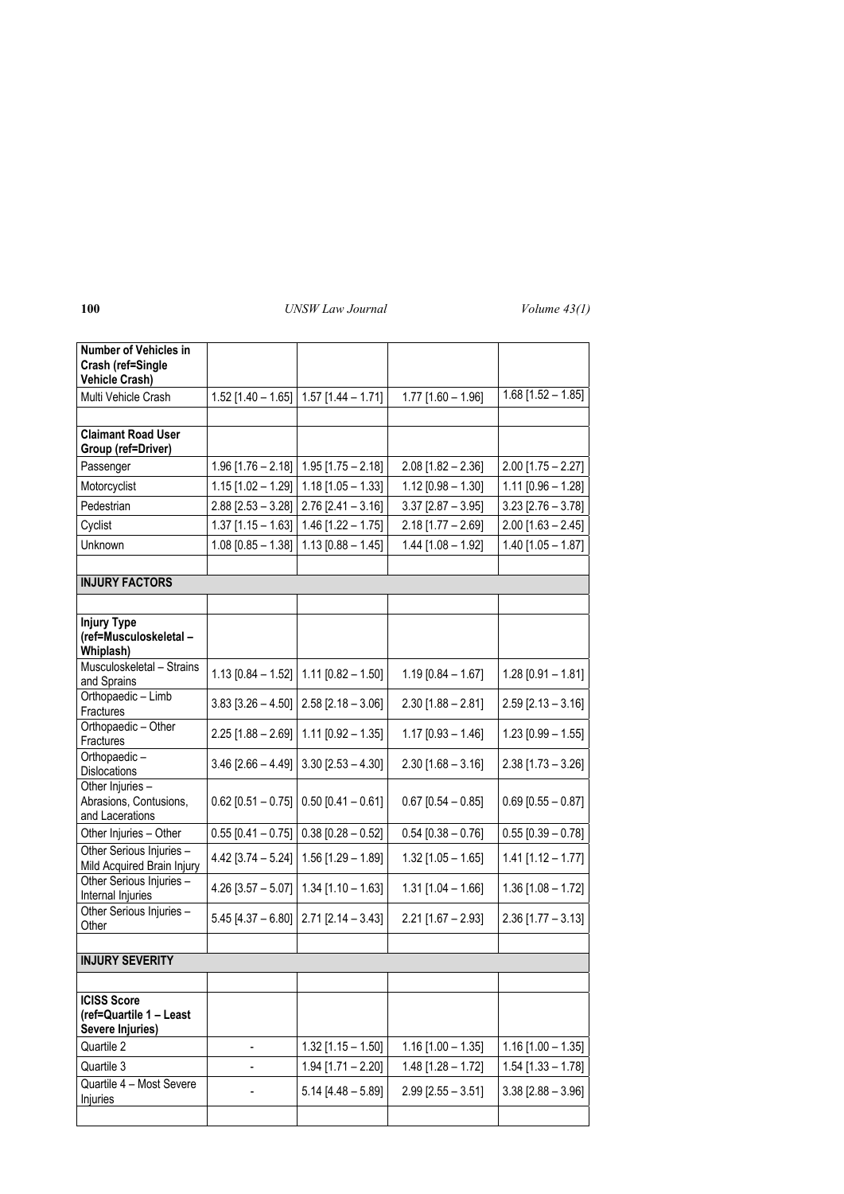| | | | | |
|---|---|---|---|---|
| **Number of Vehicles in Crash (ref=Single Vehicle Crash)** | | | | |
| Multi Vehicle Crash | 1.52 [1.40 – 1.65] | 1.57 [1.44 – 1.71] | 1.77 [1.60 – 1.96] | 1.68 [1.52 – 1.85] |
| | | | | |
| **Claimant Road User Group (ref=Driver)** | | | | |
| Passenger | 1.96 [1.76 – 2.18] | 1.95 [1.75 – 2.18] | 2.08 [1.82 – 2.36] | 2.00 [1.75 – 2.27] |
| Motorcyclist | 1.15 [1.02 – 1.29] | 1.18 [1.05 – 1.33] | 1.12 [0.98 – 1.30] | 1.11 [0.96 – 1.28] |
| Pedestrian | 2.88 [2.53 – 3.28] | 2.76 [2.41 – 3.16] | 3.37 [2.87 – 3.95] | 3.23 [2.76 – 3.78] |
| Cyclist | 1.37 [1.15 – 1.63] | 1.46 [1.22 – 1.75] | 2.18 [1.77 – 2.69] | 2.00 [1.63 – 2.45] |
| Unknown | 1.08 [0.85 – 1.38] | 1.13 [0.88 – 1.45] | 1.44 [1.08 – 1.92] | 1.40 [1.05 – 1.87] |
| | | | | |
| **INJURY FACTORS** | | | | |
| | | | | |
| **Injury Type (ref=Musculoskeletal – Whiplash)** | | | | |
| Musculoskeletal – Strains and Sprains | 1.13 [0.84 – 1.52] | 1.11 [0.82 – 1.50] | 1.19 [0.84 – 1.67] | 1.28 [0.91 – 1.81] |
| Orthopaedic – Limb Fractures | 3.83 [3.26 – 4.50] | 2.58 [2.18 – 3.06] | 2.30 [1.88 – 2.81] | 2.59 [2.13 – 3.16] |
| Orthopaedic – Other Fractures | 2.25 [1.88 – 2.69] | 1.11 [0.92 – 1.35] | 1.17 [0.93 – 1.46] | 1.23 [0.99 – 1.55] |
| Orthopaedic – Dislocations | 3.46 [2.66 – 4.49] | 3.30 [2.53 – 4.30] | 2.30 [1.68 – 3.16] | 2.38 [1.73 – 3.26] |
| Other Injuries – Abrasions, Contusions, and Lacerations | 0.62 [0.51 – 0.75] | 0.50 [0.41 – 0.61] | 0.67 [0.54 – 0.85] | 0.69 [0.55 – 0.87] |
| Other Injuries – Other | 0.55 [0.41 – 0.75] | 0.38 [0.28 – 0.52] | 0.54 [0.38 – 0.76] | 0.55 [0.39 – 0.78] |
| Other Serious Injuries – Mild Acquired Brain Injury | 4.42 [3.74 – 5.24] | 1.56 [1.29 – 1.89] | 1.32 [1.05 – 1.65] | 1.41 [1.12 – 1.77] |
| Other Serious Injuries – Internal Injuries | 4.26 [3.57 – 5.07] | 1.34 [1.10 – 1.63] | 1.31 [1.04 – 1.66] | 1.36 [1.08 – 1.72] |
| Other Serious Injuries – Other | 5.45 [4.37 – 6.80] | 2.71 [2.14 – 3.43] | 2.21 [1.67 – 2.93] | 2.36 [1.77 – 3.13] |
| | | | | |
| **INJURY SEVERITY** | | | | |
| | | | | |
| **ICISS Score (ref=Quartile 1 – Least Severe Injuries)** | | | | |
| Quartile 2 | - | 1.32 [1.15 – 1.50] | 1.16 [1.00 – 1.35] | 1.16 [1.00 – 1.35] |
| Quartile 3 | - | 1.94 [1.71 – 2.20] | 1.48 [1.28 – 1.72] | 1.54 [1.33 – 1.78] |
| Quartile 4 – Most Severe Injuries | - | 5.14 [4.48 – 5.89] | 2.99 [2.55 – 3.51] | 3.38 [2.88 – 3.96] |
| | | | | |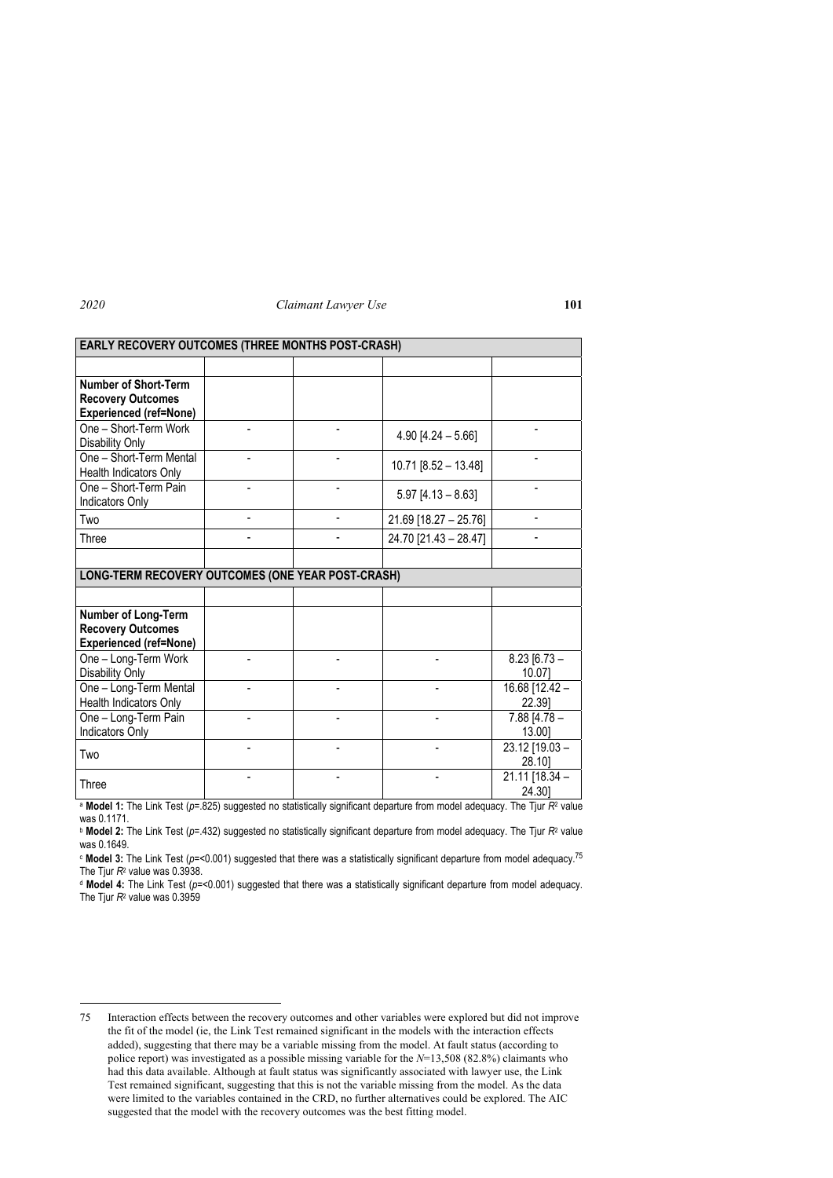| | | | | |
|---|---|---|---|---|
| **EARLY RECOVERY OUTCOMES (THREE MONTHS POST-CRASH)** | | | | |
| | | | | |
| **Number of Short-Term Recovery Outcomes Experienced (ref=None)** | | | | |
| One – Short-Term Work Disability Only | - | - | 4.90 [4.24 – 5.66] | - |
| One – Short-Term Mental Health Indicators Only | - | - | 10.71 [8.52 – 13.48] | - |
| One – Short-Term Pain Indicators Only | - | - | 5.97 [4.13 – 8.63] | - |
| Two | - | - | 21.69 [18.27 – 25.76] | - |
| Three | - | - | 24.70 [21.43 – 28.47] | - |
| | | | | |
| **LONG-TERM RECOVERY OUTCOMES (ONE YEAR POST-CRASH)** | | | | |
| | | | | |
| **Number of Long-Term Recovery Outcomes Experienced (ref=None)** | | | | |
| One – Long-Term Work Disability Only | - | - | - | 8.23 [6.73 – 10.07] |
| One – Long-Term Mental Health Indicators Only | - | - | - | 16.68 [12.42 – 22.39] |
| One – Long-Term Pain Indicators Only | - | - | - | 7.88 [4.78 – 13.00] |
| Two | - | - | - | 23.12 [19.03 – 28.10] |
| Three | - | - | - | 21.11 [18.34 – 24.30] |

[a] **Model 1:** The Link Test (*p*=.825) suggested no statistically significant departure from model adequacy. The Tjur $R^2$ value was 0.1171.

[b] **Model 2:** The Link Test (*p*=.432) suggested no statistically significant departure from model adequacy. The Tjur $R^2$ value was 0.1649.

[c] **Model 3:** The Link Test (*p*=<0.001) suggested that there was a statistically significant departure from model adequacy.[75] The Tjur $R^2$ value was 0.3938.

[d] **Model 4:** The Link Test (*p*=<0.001) suggested that there was a statistically significant departure from model adequacy. The Tjur $R^2$ value was 0.3959

75 Interaction effects between the recovery outcomes and other variables were explored but did not improve the fit of the model (ie, the Link Test remained significant in the models with the interaction effects added), suggesting that there may be a variable missing from the model. At fault status (according to police report) was investigated as a possible missing variable for the *N*=13,508 (82.8%) claimants who had this data available. Although at fault status was significantly associated with lawyer use, the Link Test remained significant, suggesting that this is not the variable missing from the model. As the data were limited to the variables contained in the CRD, no further alternatives could be explored. The AIC suggested that the model with the recovery outcomes was the best fitting model.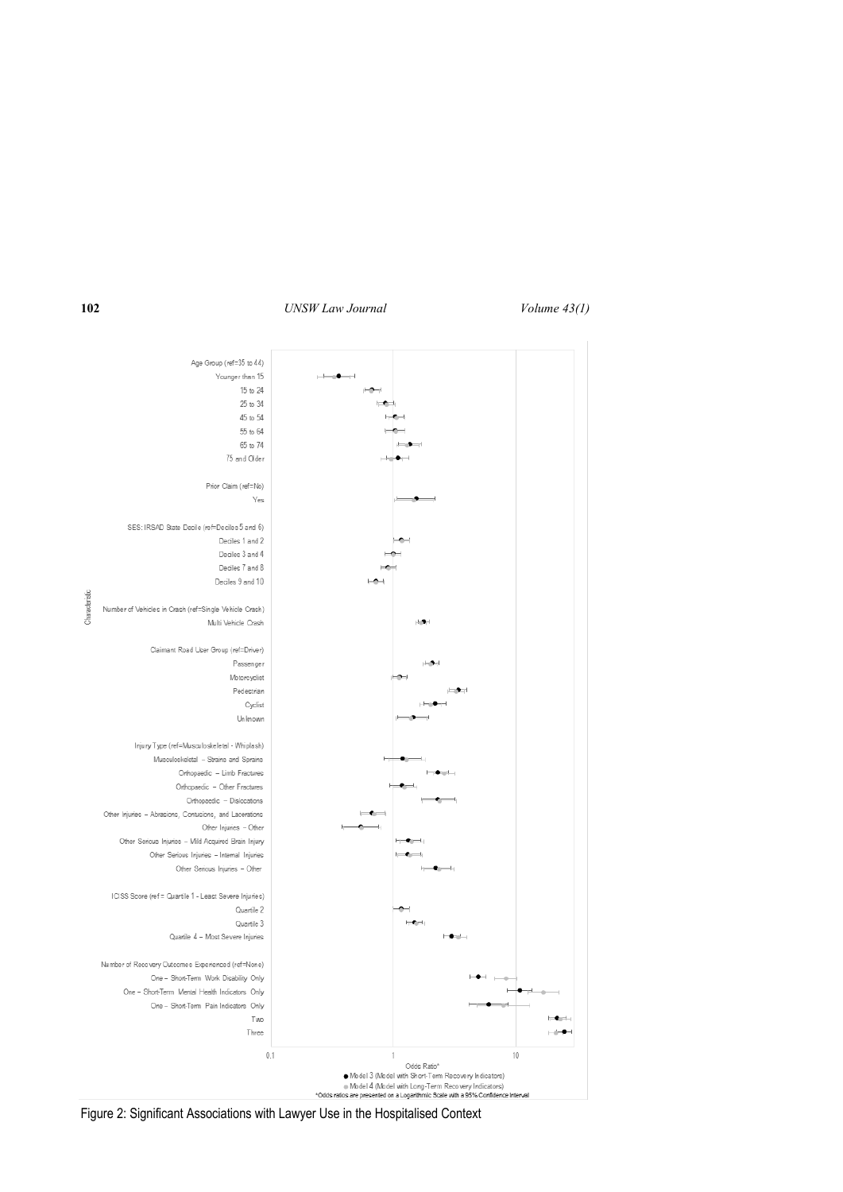Age Group (ref=35 to 44)
Younger than 15
15 to 24
25 to 34
45 to 54
55 to 64
65 to 74
75 and Older

Prior Claim (ref=No)
Yes

SES: IRSAD State Decile (ref=Deciles 5 and 6)
Deciles 1 and 2
Deciles 3 and 4
Deciles 7 and 8
Deciles 9 and 10

Number of Vehicles in Crash (ref=Single Vehicle Crash)
Multi Vehicle Crash

Claimant Road User Group (ref=Driver)
Passenger
Motorcyclist
Pedestrian
Cyclist
Unknown

Injury Type (ref=Musculoskeletal - Whiplash)
Musculoskeletal – Strains and Sprains
Orthopaedic – Limb Fractures
Orthopaedic – Other Fractures
Orthopaedic – Dislocations
Other Injuries – Abrasions, Contusions, and Lacerations
Other Injuries – Other
Other Serious Injuries – Mild Acquired Brain Injury
Other Serious Injuries – Internal Injuries
Other Serious Injuries – Other

ICISS Score (ref = Quartile 1 - Least Severe Injuries)
Quartile 2
Quartile 3
Quartile 4 – Most Severe Injuries

Number of Recovery Outcomes Experienced (ref=None)
One – Short-Term Work Disability Only
One – Short-Term Mental Health Indicators Only
One – Short-Term Pain Indicators Only
Two
Three

Characteristic

0.1
1
10

Odds Ratio*

● Model 3 (Model with Short-Term Recovery Indicators)

● Model 4 (Model with Long-Term Recovery Indicators)

*Odds ratios are presented on a Logarithmic Scale with a 95% Confidence Interval

Figure 2: Significant Associations with Lawyer Use in the Hospitalised Context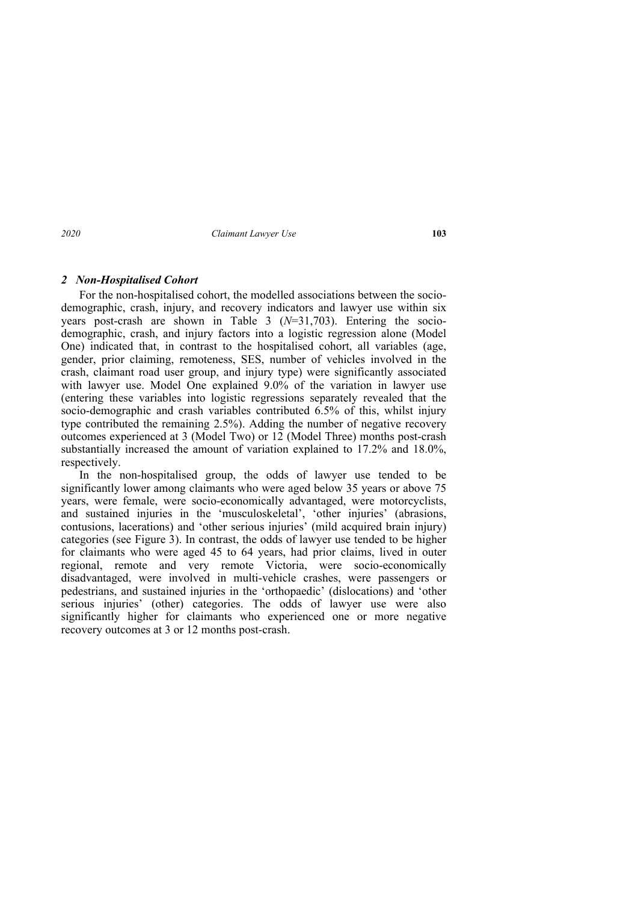### *2 Non-Hospitalised Cohort*

For the non-hospitalised cohort, the modelled associations between the socio-demographic, crash, injury, and recovery indicators and lawyer use within six years post-crash are shown in Table 3 (*N*=31,703). Entering the socio-demographic, crash, and injury factors into a logistic regression alone (Model One) indicated that, in contrast to the hospitalised cohort, all variables (age, gender, prior claiming, remoteness, SES, number of vehicles involved in the crash, claimant road user group, and injury type) were significantly associated with lawyer use. Model One explained 9.0% of the variation in lawyer use (entering these variables into logistic regressions separately revealed that the socio-demographic and crash variables contributed 6.5% of this, whilst injury type contributed the remaining 2.5%). Adding the number of negative recovery outcomes experienced at 3 (Model Two) or 12 (Model Three) months post-crash substantially increased the amount of variation explained to 17.2% and 18.0%, respectively.

In the non-hospitalised group, the odds of lawyer use tended to be significantly lower among claimants who were aged below 35 years or above 75 years, were female, were socio-economically advantaged, were motorcyclists, and sustained injuries in the 'musculoskeletal', 'other injuries' (abrasions, contusions, lacerations) and 'other serious injuries' (mild acquired brain injury) categories (see Figure 3). In contrast, the odds of lawyer use tended to be higher for claimants who were aged 45 to 64 years, had prior claims, lived in outer regional, remote and very remote Victoria, were socio-economically disadvantaged, were involved in multi-vehicle crashes, were passengers or pedestrians, and sustained injuries in the 'orthopaedic' (dislocations) and 'other serious injuries' (other) categories. The odds of lawyer use were also significantly higher for claimants who experienced one or more negative recovery outcomes at 3 or 12 months post-crash.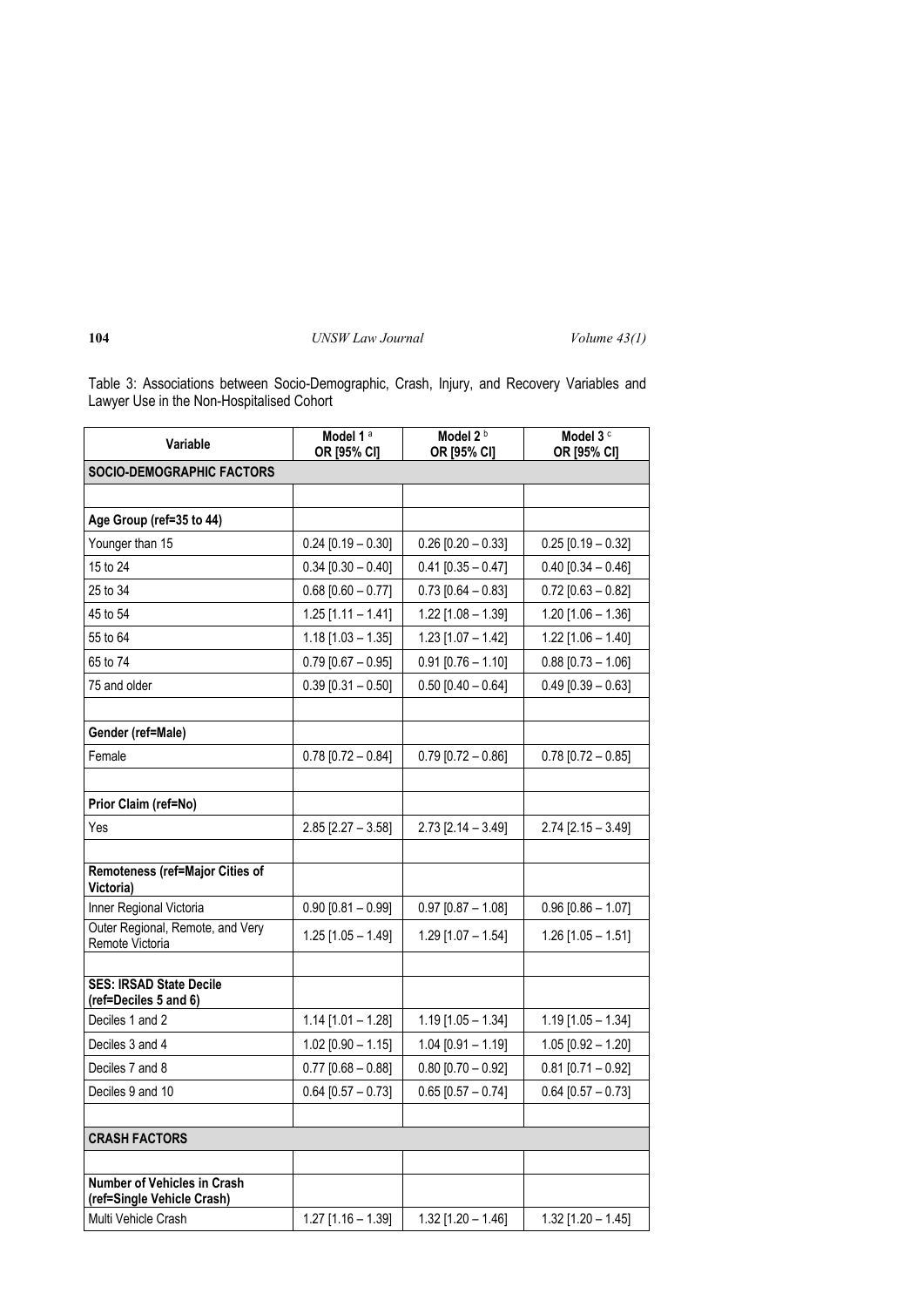Table 3: Associations between Socio-Demographic, Crash, Injury, and Recovery Variables and Lawyer Use in the Non-Hospitalised Cohort

| Variable | Model 1 [a] OR [95% CI] | Model 2 [b] OR [95% CI] | Model 3 [c] OR [95% CI] |
|---|---|---|---|
| **SOCIO-DEMOGRAPHIC FACTORS** | | | |
| | | | |
| **Age Group (ref=35 to 44)** | | | |
| Younger than 15 | 0.24 [0.19 – 0.30] | 0.26 [0.20 – 0.33] | 0.25 [0.19 – 0.32] |
| 15 to 24 | 0.34 [0.30 – 0.40] | 0.41 [0.35 – 0.47] | 0.40 [0.34 – 0.46] |
| 25 to 34 | 0.68 [0.60 – 0.77] | 0.73 [0.64 – 0.83] | 0.72 [0.63 – 0.82] |
| 45 to 54 | 1.25 [1.11 – 1.41] | 1.22 [1.08 – 1.39] | 1.20 [1.06 – 1.36] |
| 55 to 64 | 1.18 [1.03 – 1.35] | 1.23 [1.07 – 1.42] | 1.22 [1.06 – 1.40] |
| 65 to 74 | 0.79 [0.67 – 0.95] | 0.91 [0.76 – 1.10] | 0.88 [0.73 – 1.06] |
| 75 and older | 0.39 [0.31 – 0.50] | 0.50 [0.40 – 0.64] | 0.49 [0.39 – 0.63] |
| | | | |
| **Gender (ref=Male)** | | | |
| Female | 0.78 [0.72 – 0.84] | 0.79 [0.72 – 0.86] | 0.78 [0.72 – 0.85] |
| | | | |
| **Prior Claim (ref=No)** | | | |
| Yes | 2.85 [2.27 – 3.58] | 2.73 [2.14 – 3.49] | 2.74 [2.15 – 3.49] |
| | | | |
| **Remoteness (ref=Major Cities of Victoria)** | | | |
| Inner Regional Victoria | 0.90 [0.81 – 0.99] | 0.97 [0.87 – 1.08] | 0.96 [0.86 – 1.07] |
| Outer Regional, Remote, and Very Remote Victoria | 1.25 [1.05 – 1.49] | 1.29 [1.07 – 1.54] | 1.26 [1.05 – 1.51] |
| | | | |
| **SES: IRSAD State Decile (ref=Deciles 5 and 6)** | | | |
| Deciles 1 and 2 | 1.14 [1.01 – 1.28] | 1.19 [1.05 – 1.34] | 1.19 [1.05 – 1.34] |
| Deciles 3 and 4 | 1.02 [0.90 – 1.15] | 1.04 [0.91 – 1.19] | 1.05 [0.92 – 1.20] |
| Deciles 7 and 8 | 0.77 [0.68 – 0.88] | 0.80 [0.70 – 0.92] | 0.81 [0.71 – 0.92] |
| Deciles 9 and 10 | 0.64 [0.57 – 0.73] | 0.65 [0.57 – 0.74] | 0.64 [0.57 – 0.73] |
| | | | |
| **CRASH FACTORS** | | | |
| | | | |
| **Number of Vehicles in Crash (ref=Single Vehicle Crash)** | | | |
| Multi Vehicle Crash | 1.27 [1.16 – 1.39] | 1.32 [1.20 – 1.46] | 1.32 [1.20 – 1.45] |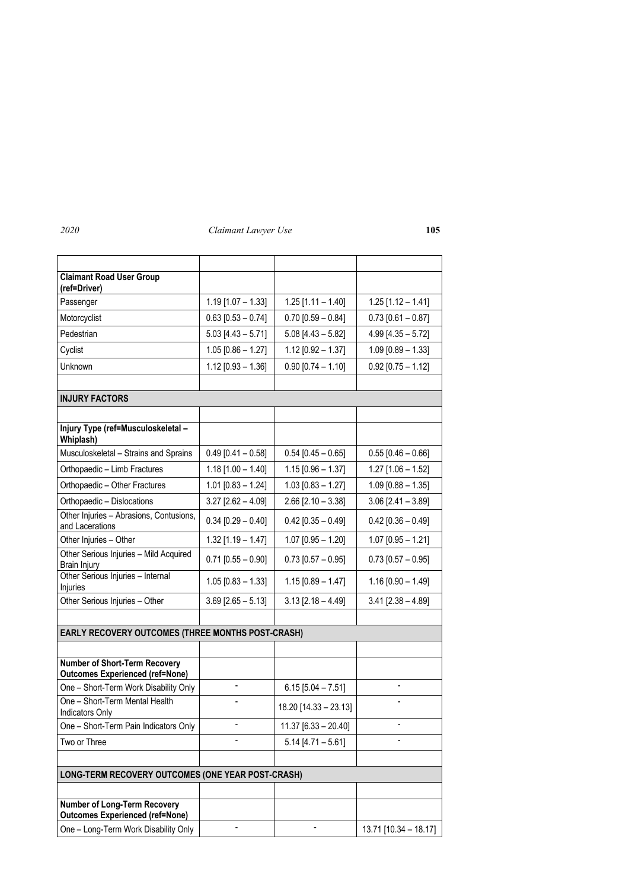| | | | |
|---|---|---|---|
| **Claimant Road User Group (ref=Driver)** | | | |
| Passenger | 1.19 [1.07 – 1.33] | 1.25 [1.11 – 1.40] | 1.25 [1.12 – 1.41] |
| Motorcyclist | 0.63 [0.53 – 0.74] | 0.70 [0.59 – 0.84] | 0.73 [0.61 – 0.87] |
| Pedestrian | 5.03 [4.43 – 5.71] | 5.08 [4.43 – 5.82] | 4.99 [4.35 – 5.72] |
| Cyclist | 1.05 [0.86 – 1.27] | 1.12 [0.92 – 1.37] | 1.09 [0.89 – 1.33] |
| Unknown | 1.12 [0.93 – 1.36] | 0.90 [0.74 – 1.10] | 0.92 [0.75 – 1.12] |
| | | | |
| **INJURY FACTORS** | | | |
| | | | |
| **Injury Type (ref=Musculoskeletal – Whiplash)** | | | |
| Musculoskeletal – Strains and Sprains | 0.49 [0.41 – 0.58] | 0.54 [0.45 – 0.65] | 0.55 [0.46 – 0.66] |
| Orthopaedic – Limb Fractures | 1.18 [1.00 – 1.40] | 1.15 [0.96 – 1.37] | 1.27 [1.06 – 1.52] |
| Orthopaedic – Other Fractures | 1.01 [0.83 – 1.24] | 1.03 [0.83 – 1.27] | 1.09 [0.88 – 1.35] |
| Orthopaedic – Dislocations | 3.27 [2.62 – 4.09] | 2.66 [2.10 – 3.38] | 3.06 [2.41 – 3.89] |
| Other Injuries – Abrasions, Contusions, and Lacerations | 0.34 [0.29 – 0.40] | 0.42 [0.35 – 0.49] | 0.42 [0.36 – 0.49] |
| Other Injuries – Other | 1.32 [1.19 – 1.47] | 1.07 [0.95 – 1.20] | 1.07 [0.95 – 1.21] |
| Other Serious Injuries – Mild Acquired Brain Injury | 0.71 [0.55 – 0.90] | 0.73 [0.57 – 0.95] | 0.73 [0.57 – 0.95] |
| Other Serious Injuries – Internal Injuries | 1.05 [0.83 – 1.33] | 1.15 [0.89 – 1.47] | 1.16 [0.90 – 1.49] |
| Other Serious Injuries – Other | 3.69 [2.65 – 5.13] | 3.13 [2.18 – 4.49] | 3.41 [2.38 – 4.89] |
| | | | |
| **EARLY RECOVERY OUTCOMES (THREE MONTHS POST-CRASH)** | | | |
| | | | |
| **Number of Short-Term Recovery Outcomes Experienced (ref=None)** | | | |
| One – Short-Term Work Disability Only | - | 6.15 [5.04 – 7.51] | - |
| One – Short-Term Mental Health Indicators Only | - | 18.20 [14.33 – 23.13] | - |
| One – Short-Term Pain Indicators Only | - | 11.37 [6.33 – 20.40] | - |
| Two or Three | - | 5.14 [4.71 – 5.61] | - |
| | | | |
| **LONG-TERM RECOVERY OUTCOMES (ONE YEAR POST-CRASH)** | | | |
| | | | |
| **Number of Long-Term Recovery Outcomes Experienced (ref=None)** | | | |
| One – Long-Term Work Disability Only | - | - | 13.71 [10.34 – 18.17] |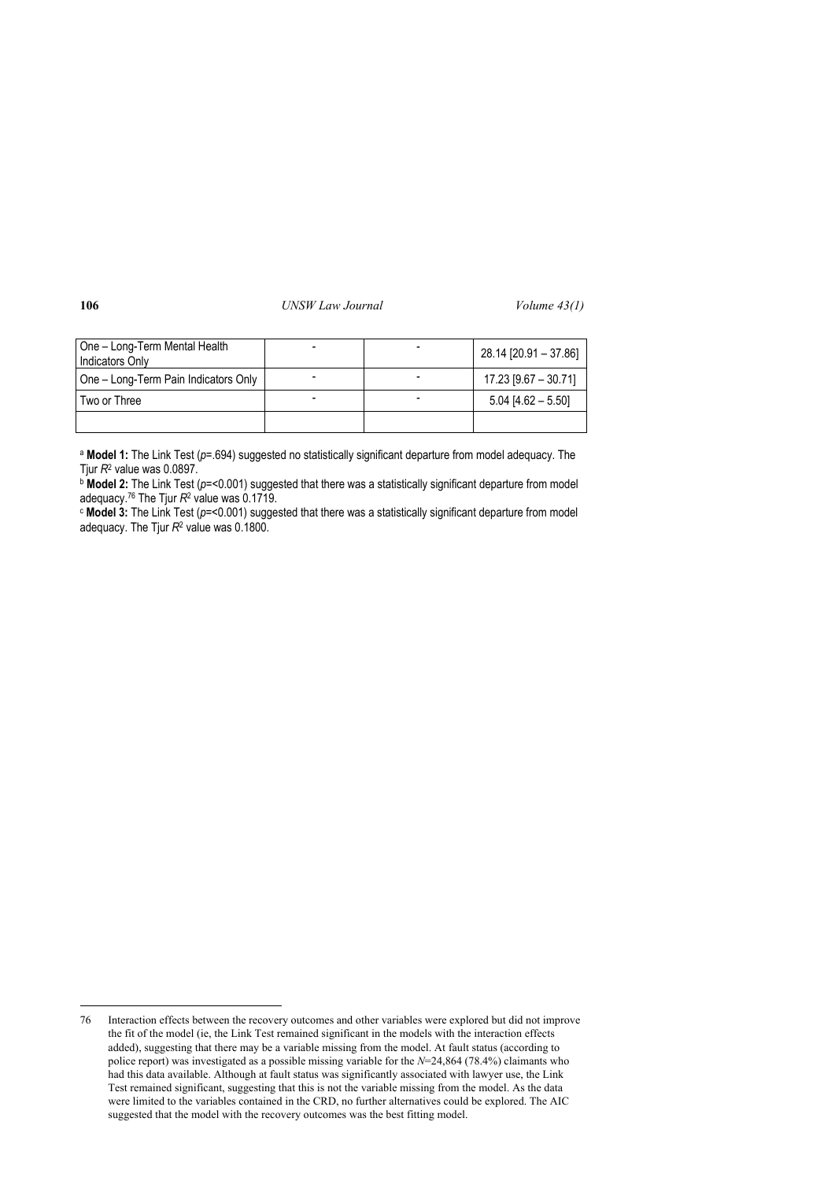| | | | |
|---|---|---|---|
| One – Long-Term Mental Health Indicators Only | - | - | 28.14 [20.91 – 37.86] |
| One – Long-Term Pain Indicators Only | - | - | 17.23 [9.67 – 30.71] |
| Two or Three | - | - | 5.04 [4.62 – 5.50] |
| | | | |

[a] **Model 1:** The Link Test ($p$=.694) suggested no statistically significant departure from model adequacy. The Tjur $R^2$ value was 0.0897.

[b] **Model 2:** The Link Test ($p$=<0.001) suggested that there was a statistically significant departure from model adequacy.[76] The Tjur $R^2$ value was 0.1719.

[c] **Model 3:** The Link Test ($p$=<0.001) suggested that there was a statistically significant departure from model adequacy. The Tjur $R^2$ value was 0.1800.

---

76 Interaction effects between the recovery outcomes and other variables were explored but did not improve the fit of the model (ie, the Link Test remained significant in the models with the interaction effects added), suggesting that there may be a variable missing from the model. At fault status (according to police report) was investigated as a possible missing variable for the $N$=24,864 (78.4%) claimants who had this data available. Although at fault status was significantly associated with lawyer use, the Link Test remained significant, suggesting that this is not the variable missing from the model. As the data were limited to the variables contained in the CRD, no further alternatives could be explored. The AIC suggested that the model with the recovery outcomes was the best fitting model.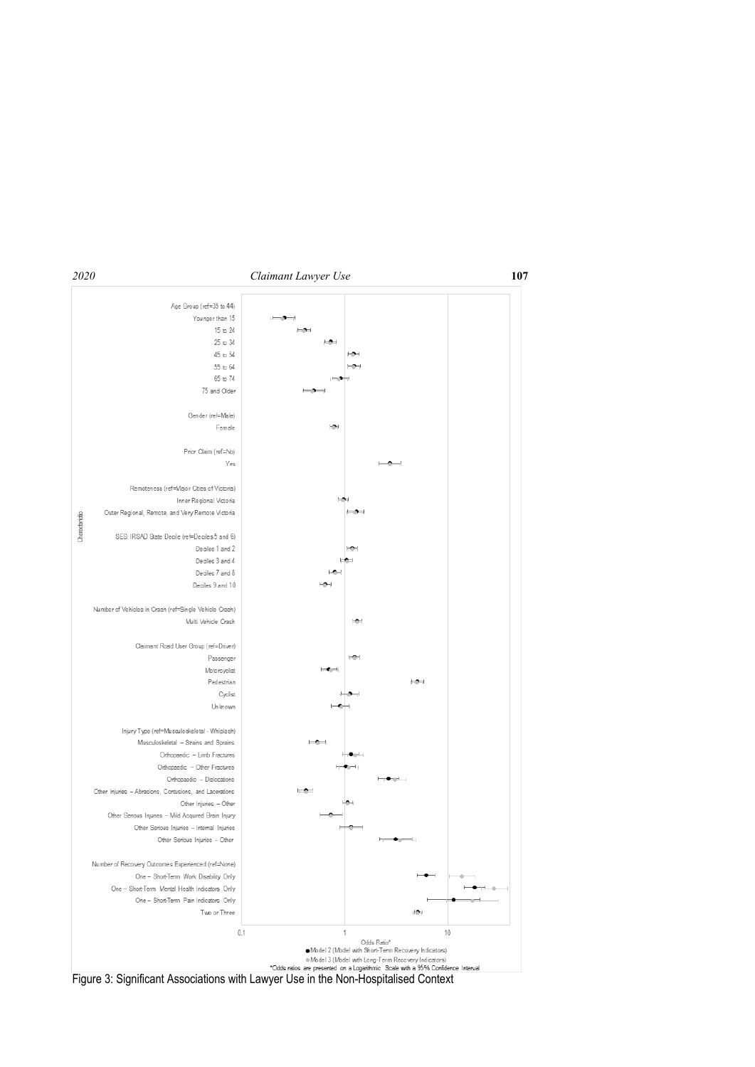Age Group (ref=35 to 44)
Younger than 15
15 to 24
25 to 34
45 to 54
55 to 64
65 to 74
75 and Older

Gender (ref=Male)
Female

Prior Claim (ref=No)
Yes

Remoteness (ref=Major Cities of Victoria)
Inner Regional Victoria
Outer Regional, Remote, and Very Remote Victoria

SES: IRSAD State Decile (ref=Deciles 5 and 6)
Deciles 1 and 2
Deciles 3 and 4
Deciles 7 and 8
Deciles 9 and 10

Number of Vehicles in Crash (ref=Single Vehicle Crash)
Multi Vehicle Crash

Claimant Road User Group (ref=Driver)
Passenger
Motorcyclist
Pedestrian
Cyclist
Unknown

Injury Type (ref=Musculoskeletal - Whiplash)
Musculoskeletal – Strains and Sprains
Orthopaedic – Limb Fractures
Orthopaedic – Other Fractures
Orthopaedic – Dislocations
Other Injuries – Abrasions, Contusions, and Lacerations
Other Injuries – Other
Other Serious Injuries – Mild Acquired Brain Injury
Other Serious Injuries – Internal Injuries
Other Serious Injuries – Other

Number of Recovery Outcomes Experienced (ref=None)
One – Short-Term Work Disability Only
One – Short-Term Mental Health Indicators Only
One – Short-Term Pain Indicators Only
Two or Three

Characteristic

0.1
1
10

Odds Ratio*

Model 2 (Model with Short-Term Recovery Indicators)
Model 3 (Model with Long-Term Recovery Indicators)

*Odds ratios are presented on a Logarithmic Scale with a 95% Confidence Interval

Figure 3: Significant Associations with Lawyer Use in the Non-Hospitalised Context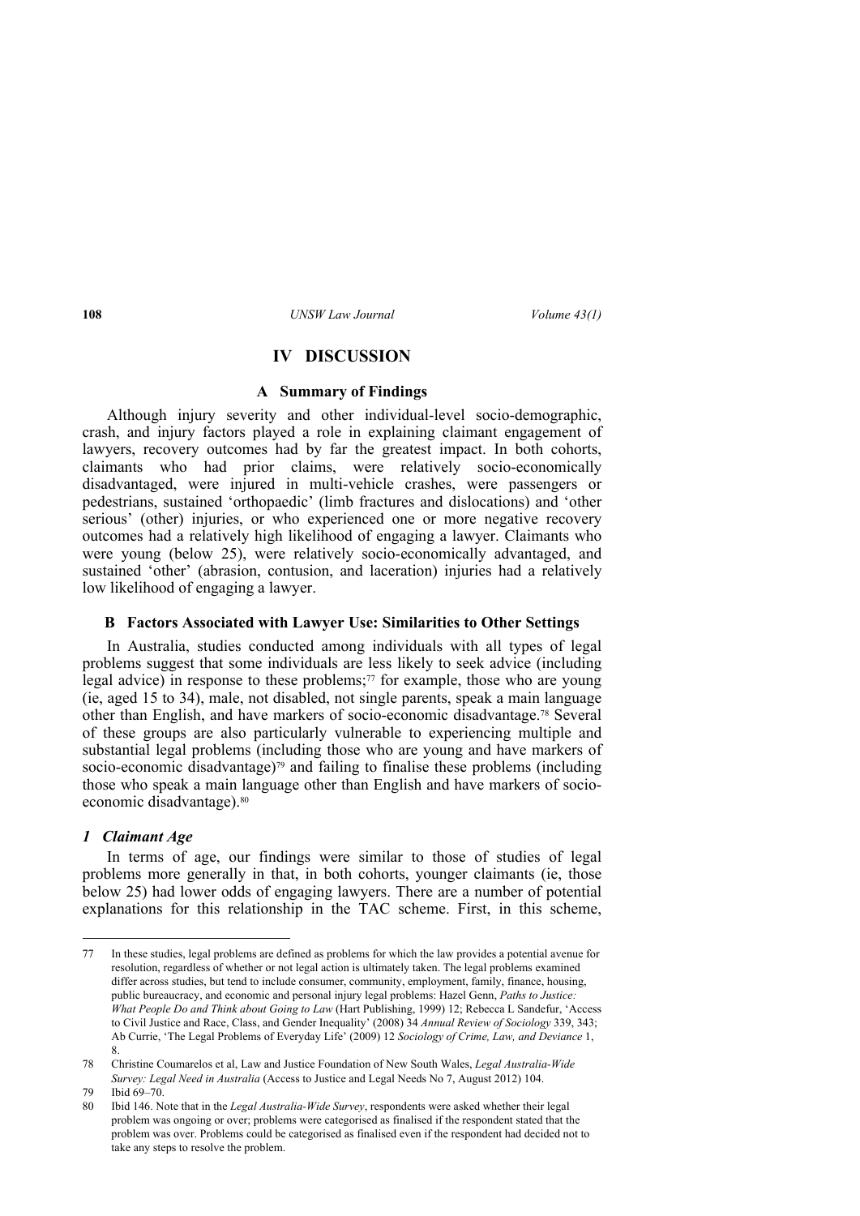# IV DISCUSSION

## A Summary of Findings

Although injury severity and other individual-level socio-demographic, crash, and injury factors played a role in explaining claimant engagement of lawyers, recovery outcomes had by far the greatest impact. In both cohorts, claimants who had prior claims, were relatively socio-economically disadvantaged, were injured in multi-vehicle crashes, were passengers or pedestrians, sustained 'orthopaedic' (limb fractures and dislocations) and 'other serious' (other) injuries, or who experienced one or more negative recovery outcomes had a relatively high likelihood of engaging a lawyer. Claimants who were young (below 25), were relatively socio-economically advantaged, and sustained 'other' (abrasion, contusion, and laceration) injuries had a relatively low likelihood of engaging a lawyer.

## B Factors Associated with Lawyer Use: Similarities to Other Settings

In Australia, studies conducted among individuals with all types of legal problems suggest that some individuals are less likely to seek advice (including legal advice) in response to these problems;[77] for example, those who are young (ie, aged 15 to 34), male, not disabled, not single parents, speak a main language other than English, and have markers of socio-economic disadvantage.[78] Several of these groups are also particularly vulnerable to experiencing multiple and substantial legal problems (including those who are young and have markers of socio-economic disadvantage)[79] and failing to finalise these problems (including those who speak a main language other than English and have markers of socio-economic disadvantage).[80]

### *1 Claimant Age*

In terms of age, our findings were similar to those of studies of legal problems more generally in that, in both cohorts, younger claimants (ie, those below 25) had lower odds of engaging lawyers. There are a number of potential explanations for this relationship in the TAC scheme. First, in this scheme,

---

77 In these studies, legal problems are defined as problems for which the law provides a potential avenue for resolution, regardless of whether or not legal action is ultimately taken. The legal problems examined differ across studies, but tend to include consumer, community, employment, family, finance, housing, public bureaucracy, and economic and personal injury legal problems: Hazel Genn, *Paths to Justice: What People Do and Think about Going to Law* (Hart Publishing, 1999) 12; Rebecca L Sandefur, 'Access to Civil Justice and Race, Class, and Gender Inequality' (2008) 34 *Annual Review of Sociology* 339, 343; Ab Currie, 'The Legal Problems of Everyday Life' (2009) 12 *Sociology of Crime, Law, and Deviance* 1, 8.

78 Christine Coumarelos et al, Law and Justice Foundation of New South Wales, *Legal Australia-Wide Survey: Legal Need in Australia* (Access to Justice and Legal Needs No 7, August 2012) 104.

79 Ibid 69–70.

80 Ibid 146. Note that in the *Legal Australia-Wide Survey*, respondents were asked whether their legal problem was ongoing or over; problems were categorised as finalised if the respondent stated that the problem was over. Problems could be categorised as finalised even if the respondent had decided not to take any steps to resolve the problem.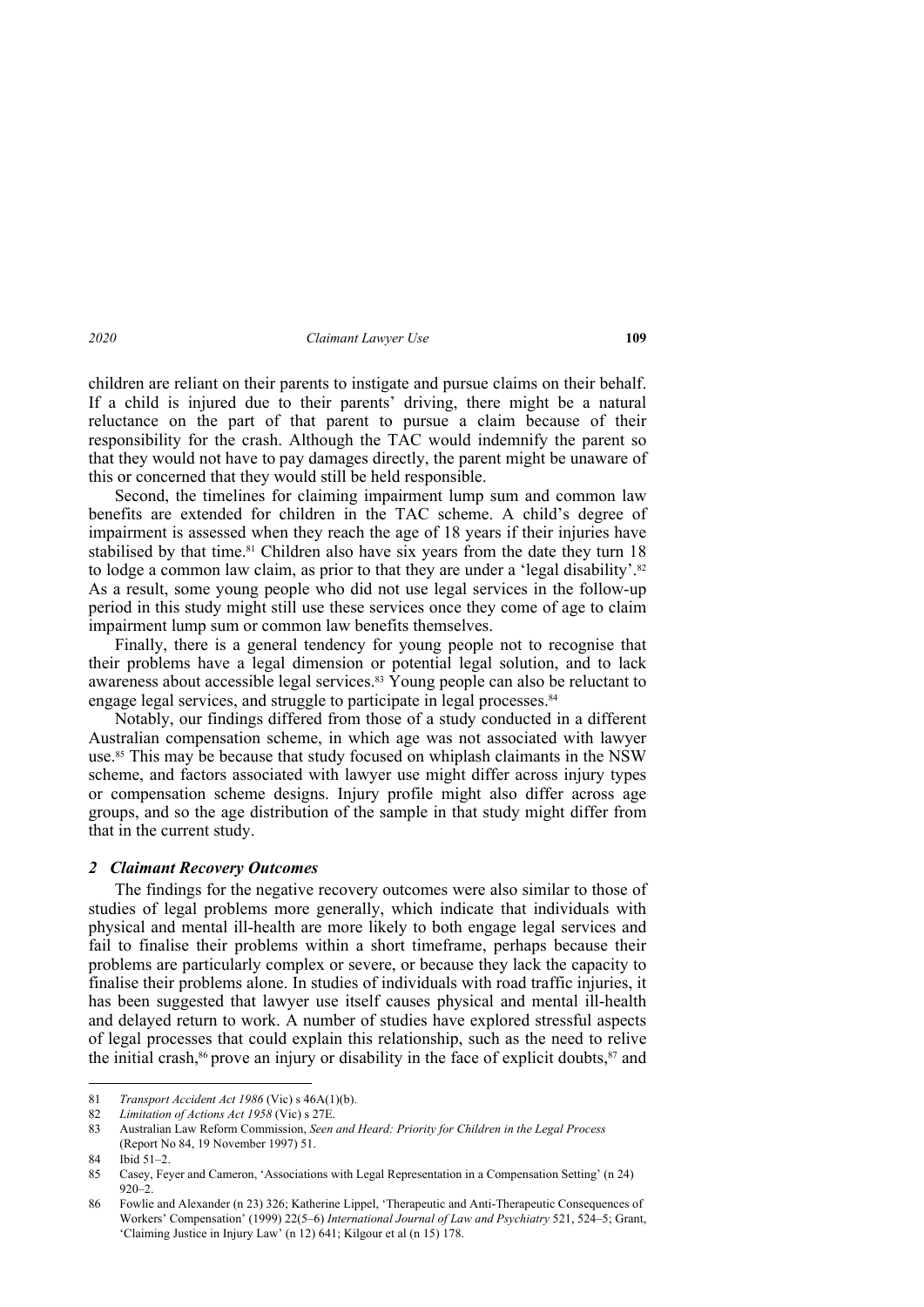children are reliant on their parents to instigate and pursue claims on their behalf. If a child is injured due to their parents' driving, there might be a natural reluctance on the part of that parent to pursue a claim because of their responsibility for the crash. Although the TAC would indemnify the parent so that they would not have to pay damages directly, the parent might be unaware of this or concerned that they would still be held responsible.

Second, the timelines for claiming impairment lump sum and common law benefits are extended for children in the TAC scheme. A child's degree of impairment is assessed when they reach the age of 18 years if their injuries have stabilised by that time.[81] Children also have six years from the date they turn 18 to lodge a common law claim, as prior to that they are under a 'legal disability'.[82] As a result, some young people who did not use legal services in the follow-up period in this study might still use these services once they come of age to claim impairment lump sum or common law benefits themselves.

Finally, there is a general tendency for young people not to recognise that their problems have a legal dimension or potential legal solution, and to lack awareness about accessible legal services.[83] Young people can also be reluctant to engage legal services, and struggle to participate in legal processes.[84]

Notably, our findings differed from those of a study conducted in a different Australian compensation scheme, in which age was not associated with lawyer use.[85] This may be because that study focused on whiplash claimants in the NSW scheme, and factors associated with lawyer use might differ across injury types or compensation scheme designs. Injury profile might also differ across age groups, and so the age distribution of the sample in that study might differ from that in the current study.

### *2 Claimant Recovery Outcomes*

The findings for the negative recovery outcomes were also similar to those of studies of legal problems more generally, which indicate that individuals with physical and mental ill-health are more likely to both engage legal services and fail to finalise their problems within a short timeframe, perhaps because their problems are particularly complex or severe, or because they lack the capacity to finalise their problems alone. In studies of individuals with road traffic injuries, it has been suggested that lawyer use itself causes physical and mental ill-health and delayed return to work. A number of studies have explored stressful aspects of legal processes that could explain this relationship, such as the need to relive the initial crash,[86] prove an injury or disability in the face of explicit doubts,[87] and

---

81 *Transport Accident Act 1986* (Vic) s 46A(1)(b).

82 *Limitation of Actions Act 1958* (Vic) s 27E.

83 Australian Law Reform Commission, *Seen and Heard: Priority for Children in the Legal Process* (Report No 84, 19 November 1997) 51.

84 Ibid 51–2.

85 Casey, Feyer and Cameron, 'Associations with Legal Representation in a Compensation Setting' (n 24) 920–2.

86 Fowlie and Alexander (n 23) 326; Katherine Lippel, 'Therapeutic and Anti-Therapeutic Consequences of Workers' Compensation' (1999) 22(5–6) *International Journal of Law and Psychiatry* 521, 524–5; Grant, 'Claiming Justice in Injury Law' (n 12) 641; Kilgour et al (n 15) 178.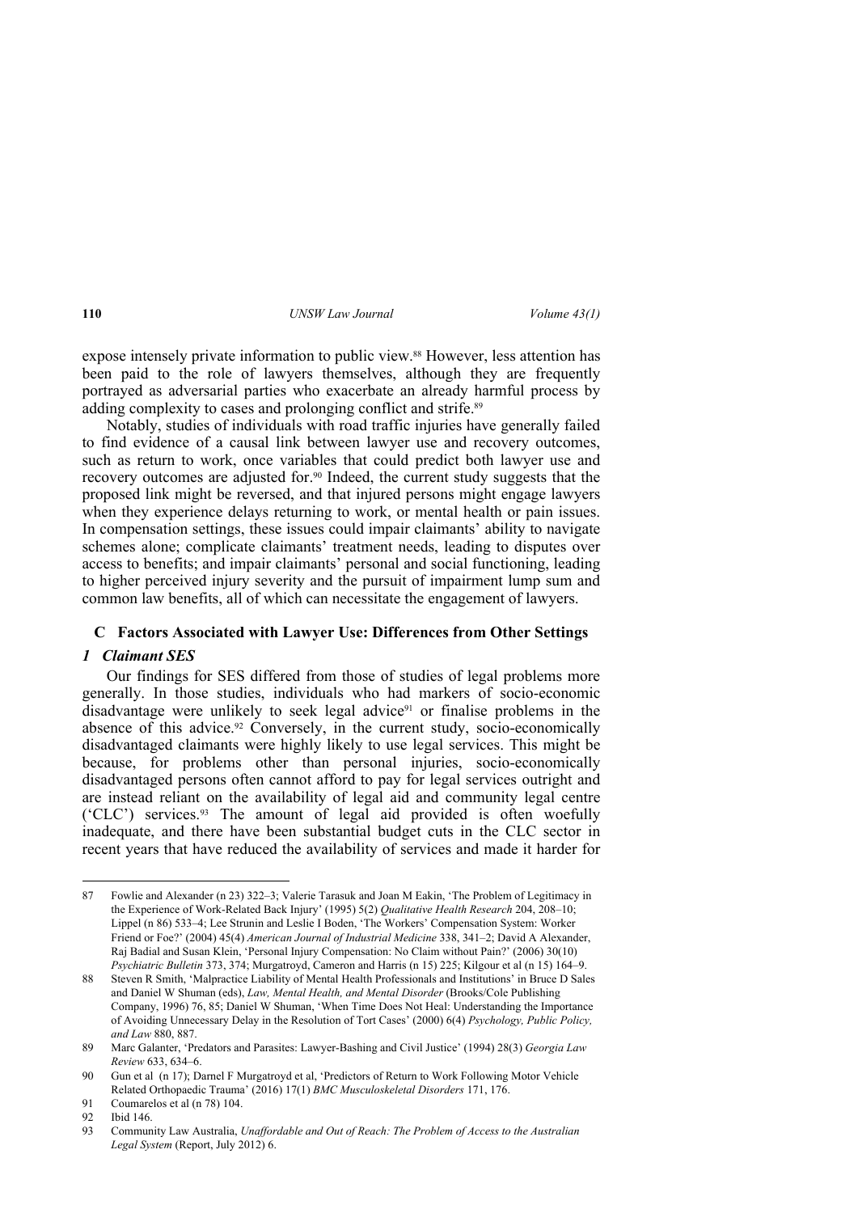expose intensely private information to public view.[88] However, less attention has been paid to the role of lawyers themselves, although they are frequently portrayed as adversarial parties who exacerbate an already harmful process by adding complexity to cases and prolonging conflict and strife.[89]

Notably, studies of individuals with road traffic injuries have generally failed to find evidence of a causal link between lawyer use and recovery outcomes, such as return to work, once variables that could predict both lawyer use and recovery outcomes are adjusted for.[90] Indeed, the current study suggests that the proposed link might be reversed, and that injured persons might engage lawyers when they experience delays returning to work, or mental health or pain issues. In compensation settings, these issues could impair claimants' ability to navigate schemes alone; complicate claimants' treatment needs, leading to disputes over access to benefits; and impair claimants' personal and social functioning, leading to higher perceived injury severity and the pursuit of impairment lump sum and common law benefits, all of which can necessitate the engagement of lawyers.

## C Factors Associated with Lawyer Use: Differences from Other Settings

### *1 Claimant SES*

Our findings for SES differed from those of studies of legal problems more generally. In those studies, individuals who had markers of socio-economic disadvantage were unlikely to seek legal advice[91] or finalise problems in the absence of this advice.[92] Conversely, in the current study, socio-economically disadvantaged claimants were highly likely to use legal services. This might be because, for problems other than personal injuries, socio-economically disadvantaged persons often cannot afford to pay for legal services outright and are instead reliant on the availability of legal aid and community legal centre ('CLC') services.[93] The amount of legal aid provided is often woefully inadequate, and there have been substantial budget cuts in the CLC sector in recent years that have reduced the availability of services and made it harder for

---

87 Fowlie and Alexander (n 23) 322–3; Valerie Tarasuk and Joan M Eakin, 'The Problem of Legitimacy in the Experience of Work-Related Back Injury' (1995) 5(2) *Qualitative Health Research* 204, 208–10; Lippel (n 86) 533–4; Lee Strunin and Leslie I Boden, 'The Workers' Compensation System: Worker Friend or Foe?' (2004) 45(4) *American Journal of Industrial Medicine* 338, 341–2; David A Alexander, Raj Badial and Susan Klein, 'Personal Injury Compensation: No Claim without Pain?' (2006) 30(10) *Psychiatric Bulletin* 373, 374; Murgatroyd, Cameron and Harris (n 15) 225; Kilgour et al (n 15) 164–9.

88 Steven R Smith, 'Malpractice Liability of Mental Health Professionals and Institutions' in Bruce D Sales and Daniel W Shuman (eds), *Law, Mental Health, and Mental Disorder* (Brooks/Cole Publishing Company, 1996) 76, 85; Daniel W Shuman, 'When Time Does Not Heal: Understanding the Importance of Avoiding Unnecessary Delay in the Resolution of Tort Cases' (2000) 6(4) *Psychology, Public Policy, and Law* 880, 887.

89 Marc Galanter, 'Predators and Parasites: Lawyer-Bashing and Civil Justice' (1994) 28(3) *Georgia Law Review* 633, 634–6.

90 Gun et al (n 17); Darnel F Murgatroyd et al, 'Predictors of Return to Work Following Motor Vehicle Related Orthopaedic Trauma' (2016) 17(1) *BMC Musculoskeletal Disorders* 171, 176.

91 Coumarelos et al (n 78) 104.

92 Ibid 146.

93 Community Law Australia, *Unaffordable and Out of Reach: The Problem of Access to the Australian Legal System* (Report, July 2012) 6.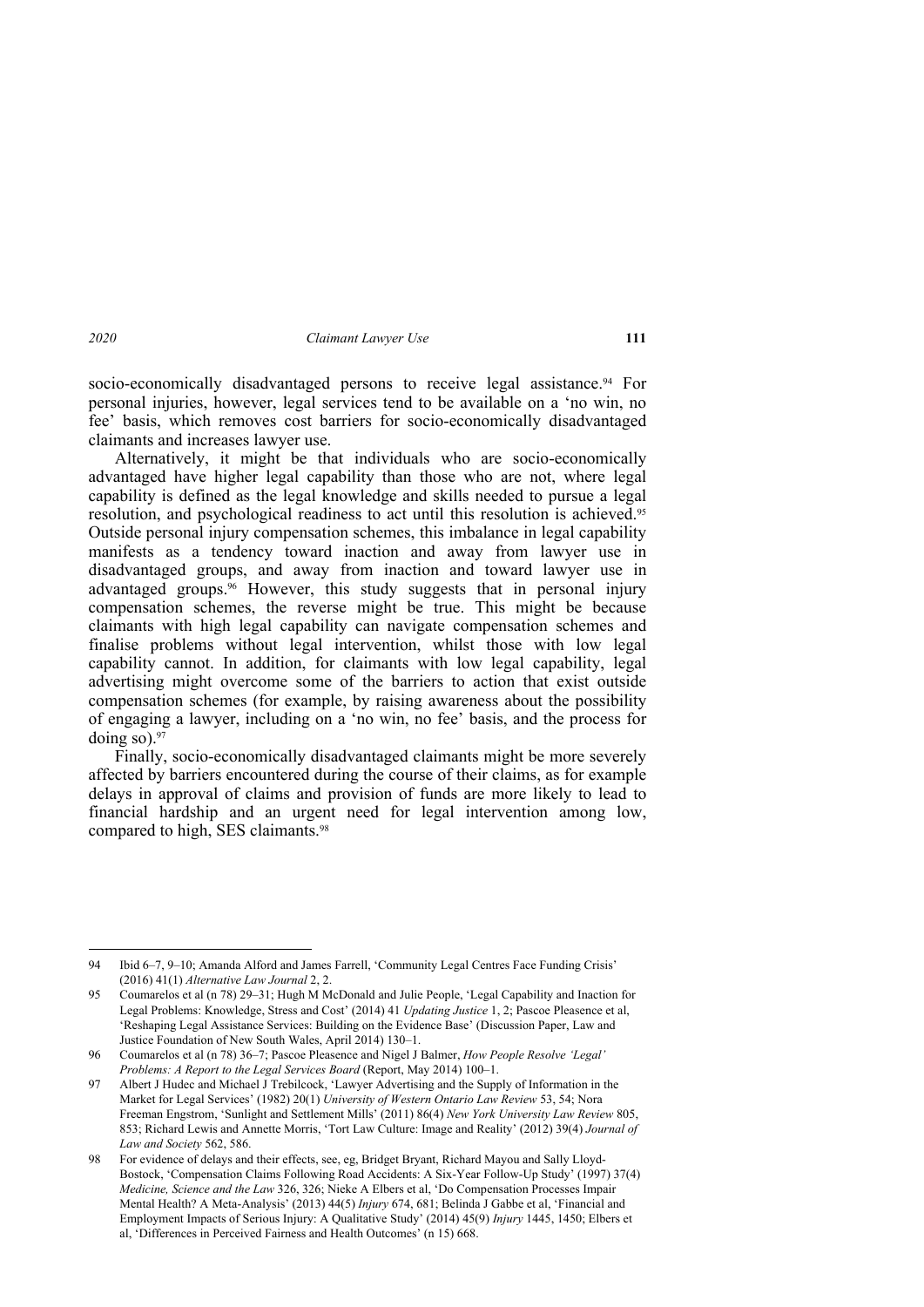socio-economically disadvantaged persons to receive legal assistance.[94] For personal injuries, however, legal services tend to be available on a 'no win, no fee' basis, which removes cost barriers for socio-economically disadvantaged claimants and increases lawyer use.

Alternatively, it might be that individuals who are socio-economically advantaged have higher legal capability than those who are not, where legal capability is defined as the legal knowledge and skills needed to pursue a legal resolution, and psychological readiness to act until this resolution is achieved.[95] Outside personal injury compensation schemes, this imbalance in legal capability manifests as a tendency toward inaction and away from lawyer use in disadvantaged groups, and away from inaction and toward lawyer use in advantaged groups.[96] However, this study suggests that in personal injury compensation schemes, the reverse might be true. This might be because claimants with high legal capability can navigate compensation schemes and finalise problems without legal intervention, whilst those with low legal capability cannot. In addition, for claimants with low legal capability, legal advertising might overcome some of the barriers to action that exist outside compensation schemes (for example, by raising awareness about the possibility of engaging a lawyer, including on a 'no win, no fee' basis, and the process for doing so).[97]

Finally, socio-economically disadvantaged claimants might be more severely affected by barriers encountered during the course of their claims, as for example delays in approval of claims and provision of funds are more likely to lead to financial hardship and an urgent need for legal intervention among low, compared to high, SES claimants.[98]

---

94 Ibid 6–7, 9–10; Amanda Alford and James Farrell, 'Community Legal Centres Face Funding Crisis' (2016) 41(1) *Alternative Law Journal* 2, 2.

95 Coumarelos et al (n 78) 29–31; Hugh M McDonald and Julie People, 'Legal Capability and Inaction for Legal Problems: Knowledge, Stress and Cost' (2014) 41 *Updating Justice* 1, 2; Pascoe Pleasence et al, 'Reshaping Legal Assistance Services: Building on the Evidence Base' (Discussion Paper, Law and Justice Foundation of New South Wales, April 2014) 130–1.

96 Coumarelos et al (n 78) 36–7; Pascoe Pleasence and Nigel J Balmer, *How People Resolve 'Legal' Problems: A Report to the Legal Services Board* (Report, May 2014) 100–1.

97 Albert J Hudec and Michael J Trebilcock, 'Lawyer Advertising and the Supply of Information in the Market for Legal Services' (1982) 20(1) *University of Western Ontario Law Review* 53, 54; Nora Freeman Engstrom, 'Sunlight and Settlement Mills' (2011) 86(4) *New York University Law Review* 805, 853; Richard Lewis and Annette Morris, 'Tort Law Culture: Image and Reality' (2012) 39(4) *Journal of Law and Society* 562, 586.

98 For evidence of delays and their effects, see, eg, Bridget Bryant, Richard Mayou and Sally Lloyd-Bostock, 'Compensation Claims Following Road Accidents: A Six-Year Follow-Up Study' (1997) 37(4) *Medicine, Science and the Law* 326, 326; Nieke A Elbers et al, 'Do Compensation Processes Impair Mental Health? A Meta-Analysis' (2013) 44(5) *Injury* 674, 681; Belinda J Gabbe et al, 'Financial and Employment Impacts of Serious Injury: A Qualitative Study' (2014) 45(9) *Injury* 1445, 1450; Elbers et al, 'Differences in Perceived Fairness and Health Outcomes' (n 15) 668.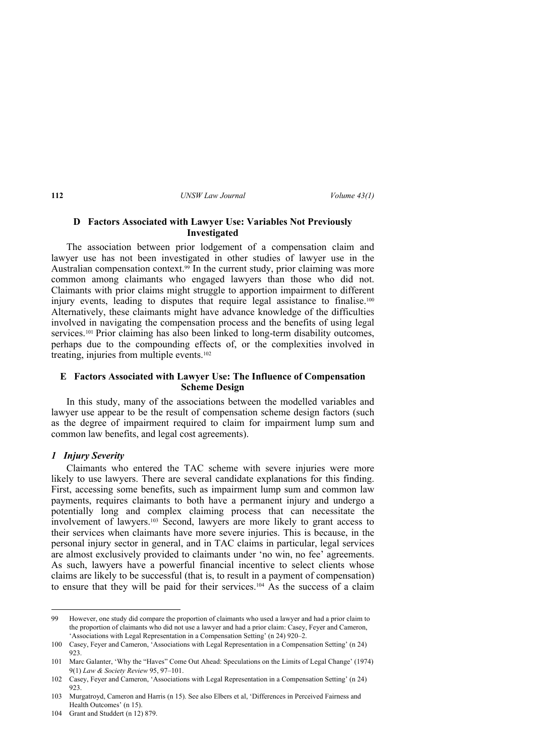### D Factors Associated with Lawyer Use: Variables Not Previously Investigated

The association between prior lodgement of a compensation claim and lawyer use has not been investigated in other studies of lawyer use in the Australian compensation context.[99] In the current study, prior claiming was more common among claimants who engaged lawyers than those who did not. Claimants with prior claims might struggle to apportion impairment to different injury events, leading to disputes that require legal assistance to finalise.[100] Alternatively, these claimants might have advance knowledge of the difficulties involved in navigating the compensation process and the benefits of using legal services.[101] Prior claiming has also been linked to long-term disability outcomes, perhaps due to the compounding effects of, or the complexities involved in treating, injuries from multiple events.[102]

### E Factors Associated with Lawyer Use: The Influence of Compensation Scheme Design

In this study, many of the associations between the modelled variables and lawyer use appear to be the result of compensation scheme design factors (such as the degree of impairment required to claim for impairment lump sum and common law benefits, and legal cost agreements).

#### *1 Injury Severity*

Claimants who entered the TAC scheme with severe injuries were more likely to use lawyers. There are several candidate explanations for this finding. First, accessing some benefits, such as impairment lump sum and common law payments, requires claimants to both have a permanent injury and undergo a potentially long and complex claiming process that can necessitate the involvement of lawyers.[103] Second, lawyers are more likely to grant access to their services when claimants have more severe injuries. This is because, in the personal injury sector in general, and in TAC claims in particular, legal services are almost exclusively provided to claimants under 'no win, no fee' agreements. As such, lawyers have a powerful financial incentive to select clients whose claims are likely to be successful (that is, to result in a payment of compensation) to ensure that they will be paid for their services.[104] As the success of a claim

---

99 However, one study did compare the proportion of claimants who used a lawyer and had a prior claim to the proportion of claimants who did not use a lawyer and had a prior claim: Casey, Feyer and Cameron, 'Associations with Legal Representation in a Compensation Setting' (n 24) 920–2.

100 Casey, Feyer and Cameron, 'Associations with Legal Representation in a Compensation Setting' (n 24) 923.

101 Marc Galanter, 'Why the "Haves" Come Out Ahead: Speculations on the Limits of Legal Change' (1974) 9(1) *Law & Society Review* 95, 97–101.

102 Casey, Feyer and Cameron, 'Associations with Legal Representation in a Compensation Setting' (n 24) 923.

103 Murgatroyd, Cameron and Harris (n 15). See also Elbers et al, 'Differences in Perceived Fairness and Health Outcomes' (n 15).

104 Grant and Studdert (n 12) 879.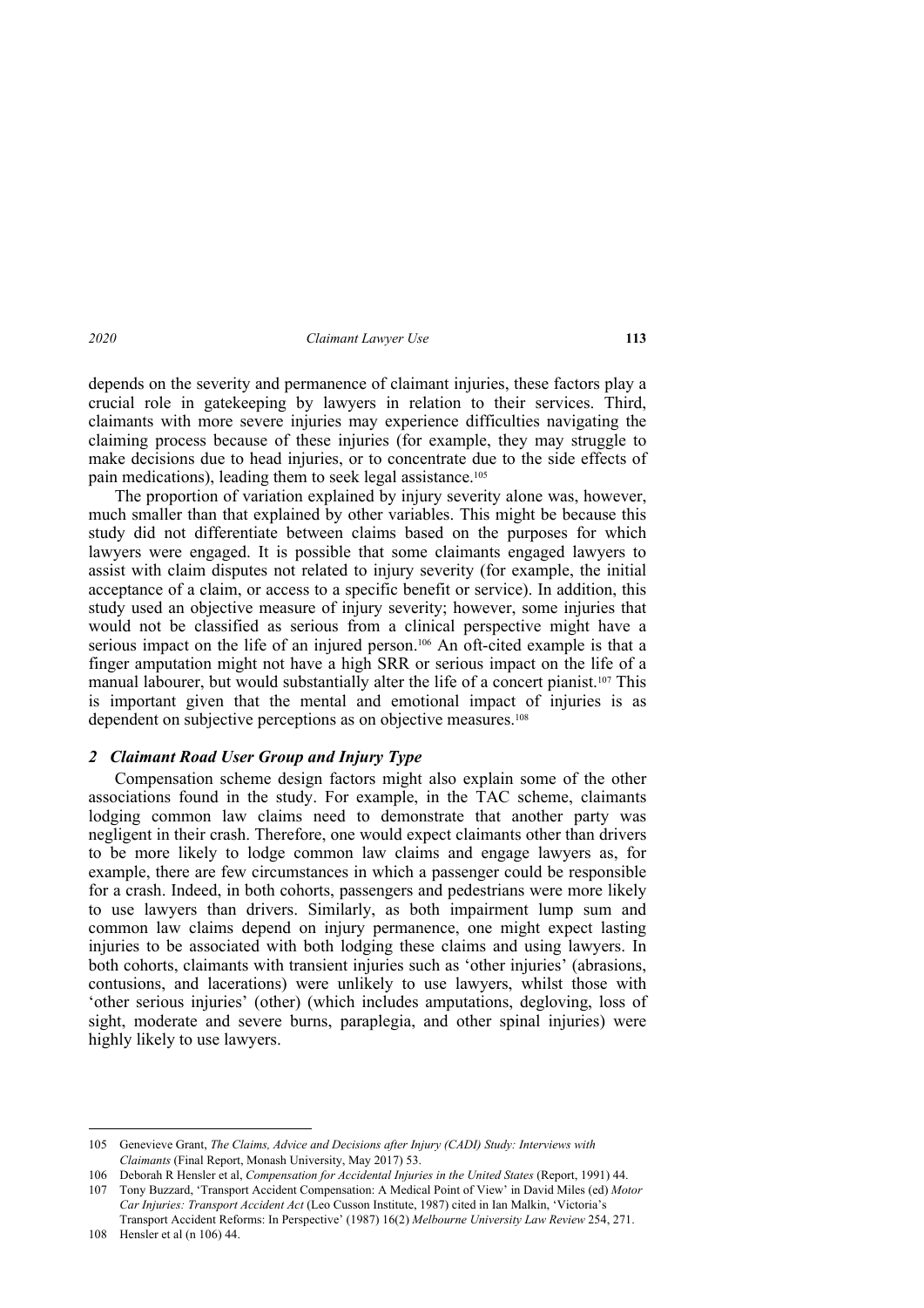depends on the severity and permanence of claimant injuries, these factors play a crucial role in gatekeeping by lawyers in relation to their services. Third, claimants with more severe injuries may experience difficulties navigating the claiming process because of these injuries (for example, they may struggle to make decisions due to head injuries, or to concentrate due to the side effects of pain medications), leading them to seek legal assistance.[105]

The proportion of variation explained by injury severity alone was, however, much smaller than that explained by other variables. This might be because this study did not differentiate between claims based on the purposes for which lawyers were engaged. It is possible that some claimants engaged lawyers to assist with claim disputes not related to injury severity (for example, the initial acceptance of a claim, or access to a specific benefit or service). In addition, this study used an objective measure of injury severity; however, some injuries that would not be classified as serious from a clinical perspective might have a serious impact on the life of an injured person.[106] An oft-cited example is that a finger amputation might not have a high SRR or serious impact on the life of a manual labourer, but would substantially alter the life of a concert pianist.[107] This is important given that the mental and emotional impact of injuries is as dependent on subjective perceptions as on objective measures.[108]

### *2 Claimant Road User Group and Injury Type*

Compensation scheme design factors might also explain some of the other associations found in the study. For example, in the TAC scheme, claimants lodging common law claims need to demonstrate that another party was negligent in their crash. Therefore, one would expect claimants other than drivers to be more likely to lodge common law claims and engage lawyers as, for example, there are few circumstances in which a passenger could be responsible for a crash. Indeed, in both cohorts, passengers and pedestrians were more likely to use lawyers than drivers. Similarly, as both impairment lump sum and common law claims depend on injury permanence, one might expect lasting injuries to be associated with both lodging these claims and using lawyers. In both cohorts, claimants with transient injuries such as 'other injuries' (abrasions, contusions, and lacerations) were unlikely to use lawyers, whilst those with 'other serious injuries' (other) (which includes amputations, degloving, loss of sight, moderate and severe burns, paraplegia, and other spinal injuries) were highly likely to use lawyers.

---

105 Genevieve Grant, *The Claims, Advice and Decisions after Injury (CADI) Study: Interviews with Claimants* (Final Report, Monash University, May 2017) 53.

106 Deborah R Hensler et al, *Compensation for Accidental Injuries in the United States* (Report, 1991) 44.

107 Tony Buzzard, 'Transport Accident Compensation: A Medical Point of View' in David Miles (ed) *Motor Car Injuries: Transport Accident Act* (Leo Cusson Institute, 1987) cited in Ian Malkin, 'Victoria's Transport Accident Reforms: In Perspective' (1987) 16(2) *Melbourne University Law Review* 254, 271.

108 Hensler et al (n 106) 44.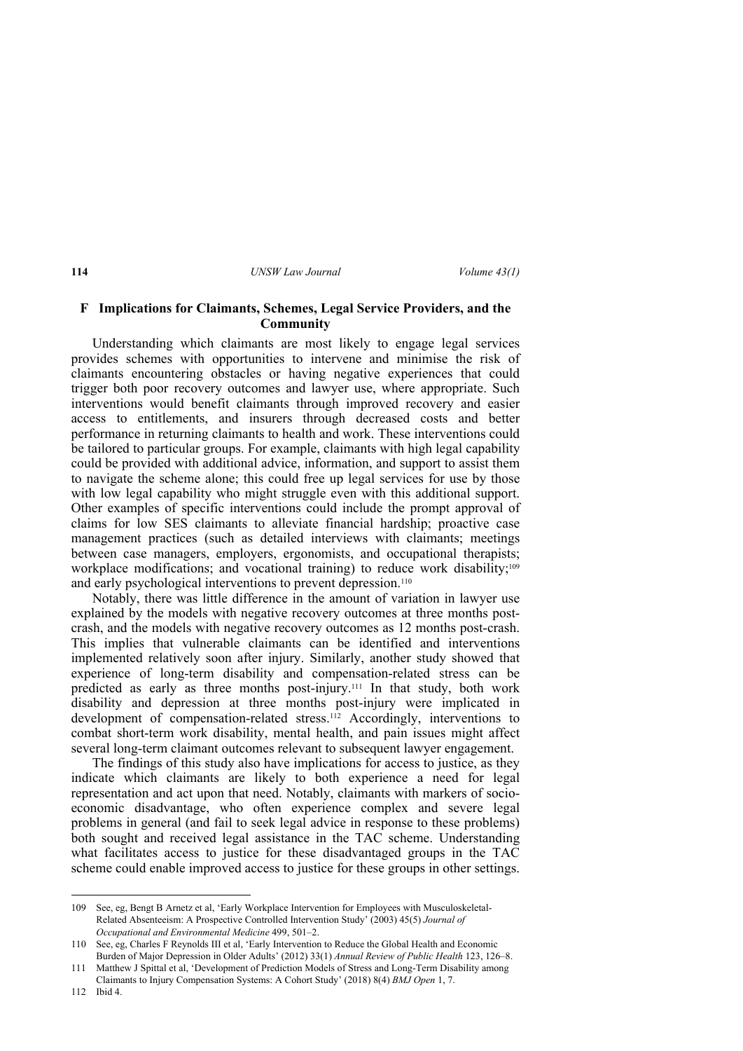### F Implications for Claimants, Schemes, Legal Service Providers, and the Community

Understanding which claimants are most likely to engage legal services provides schemes with opportunities to intervene and minimise the risk of claimants encountering obstacles or having negative experiences that could trigger both poor recovery outcomes and lawyer use, where appropriate. Such interventions would benefit claimants through improved recovery and easier access to entitlements, and insurers through decreased costs and better performance in returning claimants to health and work. These interventions could be tailored to particular groups. For example, claimants with high legal capability could be provided with additional advice, information, and support to assist them to navigate the scheme alone; this could free up legal services for use by those with low legal capability who might struggle even with this additional support. Other examples of specific interventions could include the prompt approval of claims for low SES claimants to alleviate financial hardship; proactive case management practices (such as detailed interviews with claimants; meetings between case managers, employers, ergonomists, and occupational therapists; workplace modifications; and vocational training) to reduce work disability;[109] and early psychological interventions to prevent depression.[110]

Notably, there was little difference in the amount of variation in lawyer use explained by the models with negative recovery outcomes at three months post-crash, and the models with negative recovery outcomes as 12 months post-crash. This implies that vulnerable claimants can be identified and interventions implemented relatively soon after injury. Similarly, another study showed that experience of long-term disability and compensation-related stress can be predicted as early as three months post-injury.[111] In that study, both work disability and depression at three months post-injury were implicated in development of compensation-related stress.[112] Accordingly, interventions to combat short-term work disability, mental health, and pain issues might affect several long-term claimant outcomes relevant to subsequent lawyer engagement.

The findings of this study also have implications for access to justice, as they indicate which claimants are likely to both experience a need for legal representation and act upon that need. Notably, claimants with markers of socio-economic disadvantage, who often experience complex and severe legal problems in general (and fail to seek legal advice in response to these problems) both sought and received legal assistance in the TAC scheme. Understanding what facilitates access to justice for these disadvantaged groups in the TAC scheme could enable improved access to justice for these groups in other settings.

---

109 See, eg, Bengt B Arnetz et al, 'Early Workplace Intervention for Employees with Musculoskeletal-Related Absenteeism: A Prospective Controlled Intervention Study' (2003) 45(5) *Journal of Occupational and Environmental Medicine* 499, 501–2.

110 See, eg, Charles F Reynolds III et al, 'Early Intervention to Reduce the Global Health and Economic Burden of Major Depression in Older Adults' (2012) 33(1) *Annual Review of Public Health* 123, 126–8.

111 Matthew J Spittal et al, 'Development of Prediction Models of Stress and Long-Term Disability among Claimants to Injury Compensation Systems: A Cohort Study' (2018) 8(4) *BMJ Open* 1, 7.

112 Ibid 4.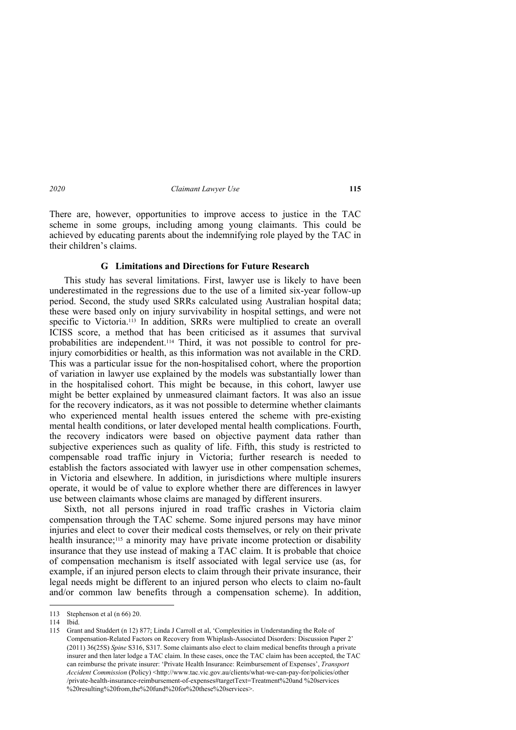There are, however, opportunities to improve access to justice in the TAC scheme in some groups, including among young claimants. This could be achieved by educating parents about the indemnifying role played by the TAC in their children's claims.

### G Limitations and Directions for Future Research

This study has several limitations. First, lawyer use is likely to have been underestimated in the regressions due to the use of a limited six-year follow-up period. Second, the study used SRRs calculated using Australian hospital data; these were based only on injury survivability in hospital settings, and were not specific to Victoria.[113] In addition, SRRs were multiplied to create an overall ICISS score, a method that has been criticised as it assumes that survival probabilities are independent.[114] Third, it was not possible to control for pre-injury comorbidities or health, as this information was not available in the CRD. This was a particular issue for the non-hospitalised cohort, where the proportion of variation in lawyer use explained by the models was substantially lower than in the hospitalised cohort. This might be because, in this cohort, lawyer use might be better explained by unmeasured claimant factors. It was also an issue for the recovery indicators, as it was not possible to determine whether claimants who experienced mental health issues entered the scheme with pre-existing mental health conditions, or later developed mental health complications. Fourth, the recovery indicators were based on objective payment data rather than subjective experiences such as quality of life. Fifth, this study is restricted to compensable road traffic injury in Victoria; further research is needed to establish the factors associated with lawyer use in other compensation schemes, in Victoria and elsewhere. In addition, in jurisdictions where multiple insurers operate, it would be of value to explore whether there are differences in lawyer use between claimants whose claims are managed by different insurers.

Sixth, not all persons injured in road traffic crashes in Victoria claim compensation through the TAC scheme. Some injured persons may have minor injuries and elect to cover their medical costs themselves, or rely on their private health insurance;[115] a minority may have private income protection or disability insurance that they use instead of making a TAC claim. It is probable that choice of compensation mechanism is itself associated with legal service use (as, for example, if an injured person elects to claim through their private insurance, their legal needs might be different to an injured person who elects to claim no-fault and/or common law benefits through a compensation scheme). In addition,

---

113 Stephenson et al (n 66) 20.

114 Ibid.

115 Grant and Studdert (n 12) 877; Linda J Carroll et al, 'Complexities in Understanding the Role of Compensation-Related Factors on Recovery from Whiplash-Associated Disorders: Discussion Paper 2' (2011) 36(25S) *Spine* S316, S317. Some claimants also elect to claim medical benefits through a private insurer and then later lodge a TAC claim. In these cases, once the TAC claim has been accepted, the TAC can reimburse the private insurer: 'Private Health Insurance: Reimbursement of Expenses', *Transport Accident Commission* (Policy) <http://www.tac.vic.gov.au/clients/what-we-can-pay-for/policies/other/private-health-insurance-reimbursement-of-expenses#targetText=Treatment%20and %20services%20resulting%20from,the%20fund%20for%20these%20services>.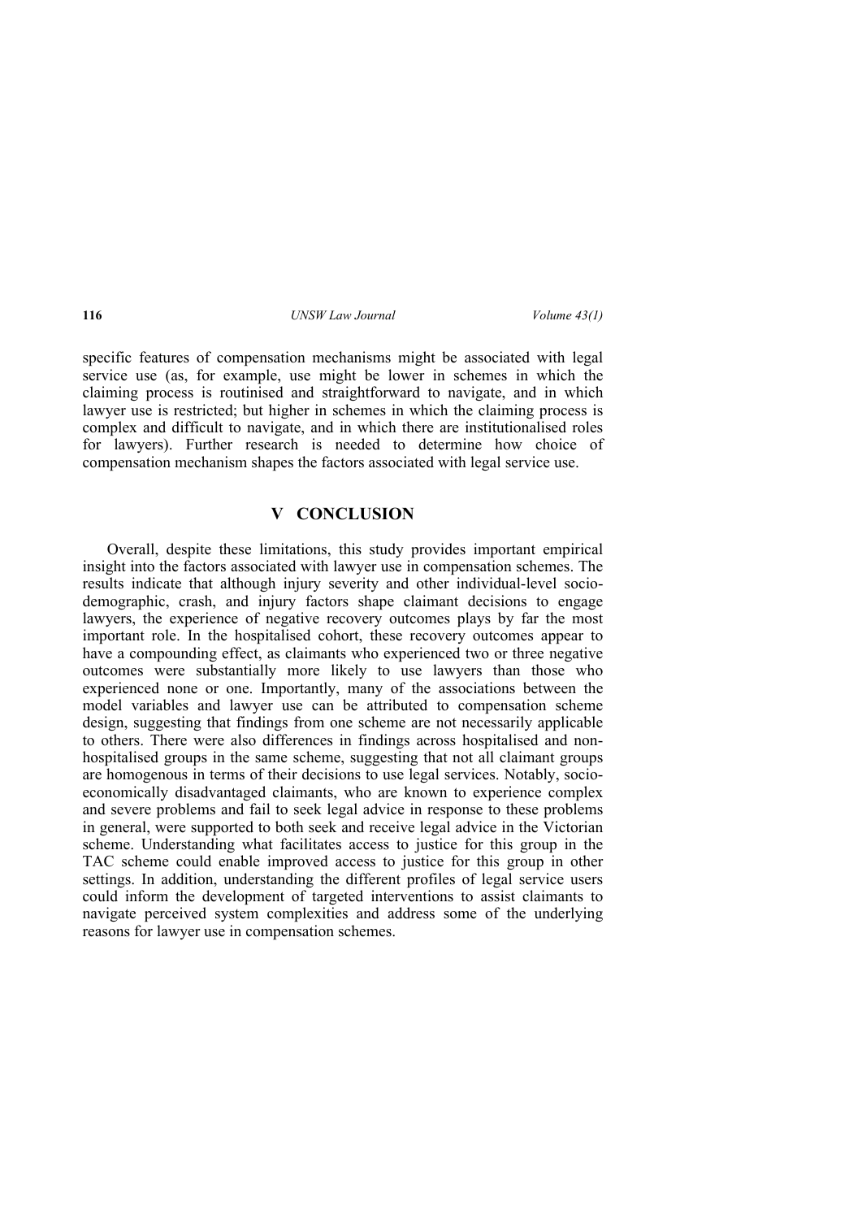specific features of compensation mechanisms might be associated with legal service use (as, for example, use might be lower in schemes in which the claiming process is routinised and straightforward to navigate, and in which lawyer use is restricted; but higher in schemes in which the claiming process is complex and difficult to navigate, and in which there are institutionalised roles for lawyers). Further research is needed to determine how choice of compensation mechanism shapes the factors associated with legal service use.

## V CONCLUSION

Overall, despite these limitations, this study provides important empirical insight into the factors associated with lawyer use in compensation schemes. The results indicate that although injury severity and other individual-level socio-demographic, crash, and injury factors shape claimant decisions to engage lawyers, the experience of negative recovery outcomes plays by far the most important role. In the hospitalised cohort, these recovery outcomes appear to have a compounding effect, as claimants who experienced two or three negative outcomes were substantially more likely to use lawyers than those who experienced none or one. Importantly, many of the associations between the model variables and lawyer use can be attributed to compensation scheme design, suggesting that findings from one scheme are not necessarily applicable to others. There were also differences in findings across hospitalised and non-hospitalised groups in the same scheme, suggesting that not all claimant groups are homogenous in terms of their decisions to use legal services. Notably, socio-economically disadvantaged claimants, who are known to experience complex and severe problems and fail to seek legal advice in response to these problems in general, were supported to both seek and receive legal advice in the Victorian scheme. Understanding what facilitates access to justice for this group in the TAC scheme could enable improved access to justice for this group in other settings. In addition, understanding the different profiles of legal service users could inform the development of targeted interventions to assist claimants to navigate perceived system complexities and address some of the underlying reasons for lawyer use in compensation schemes.